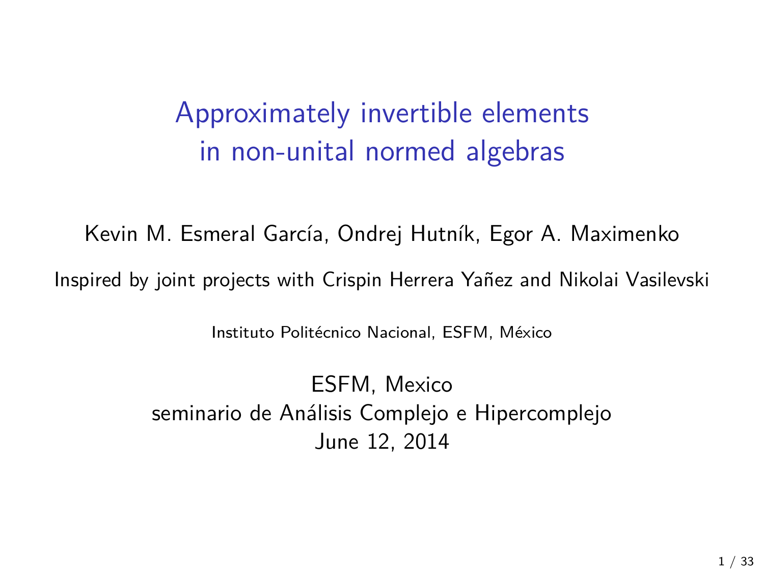# Approximately invertible elements in non-unital normed algebras

Kevin M. Esmeral García, Ondrej Hutník, Egor A. Maximenko

Inspired by joint projects with Crispin Herrera Yañez and Nikolai Vasilevski

Instituto Politécnico Nacional, ESFM, México

ESFM, Mexico
seminario de Análisis Complejo e Hipercomplejo
June 12, 2014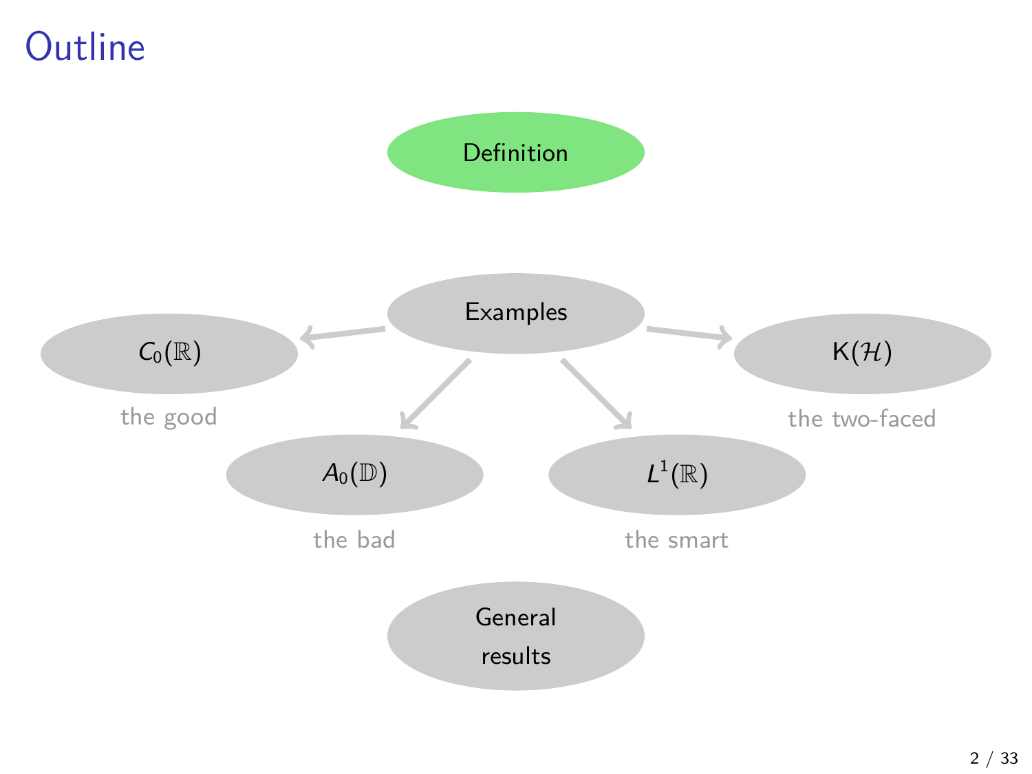# Outline

- Definition
- Examples
  - $C_0(\mathbb{R})$ — the good
  - $A_0(\mathbb{D})$ — the bad
  - $L^1(\mathbb{R})$ — the smart
  - $\mathsf{K}(\mathcal{H})$ — the two-faced
- General results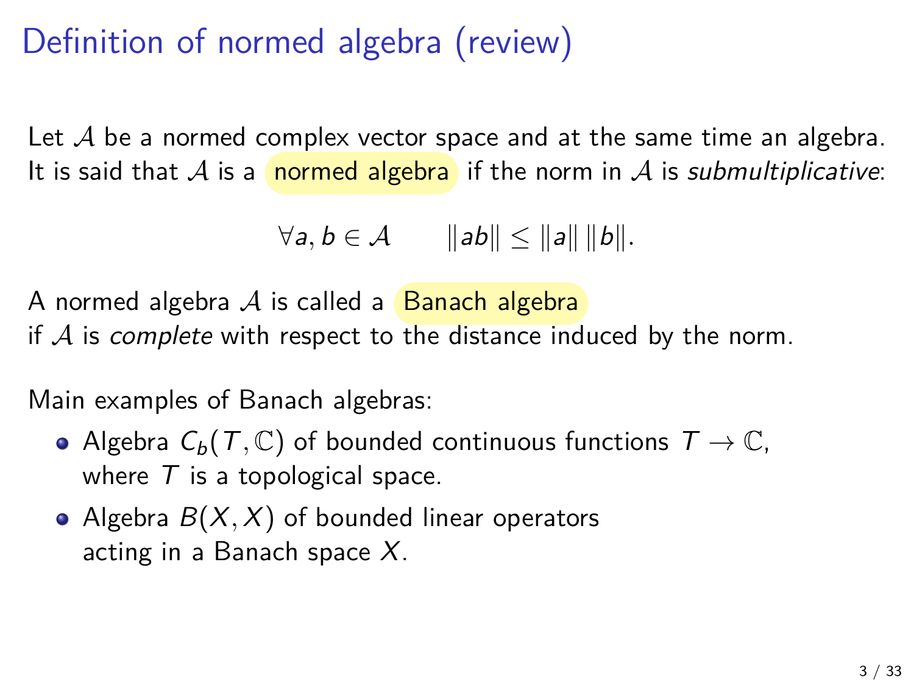# Definition of normed algebra (review)

Let $\mathcal{A}$ be a normed complex vector space and at the same time an algebra. It is said that $\mathcal{A}$ is a **normed algebra** if the norm in $\mathcal{A}$ is *submultiplicative*:

$$\forall a, b \in \mathcal{A} \qquad \|ab\| \leq \|a\| \, \|b\|.$$

A normed algebra $\mathcal{A}$ is called a **Banach algebra**
if $\mathcal{A}$ is *complete* with respect to the distance induced by the norm.

Main examples of Banach algebras:

- Algebra $C_b(T, \mathbb{C})$ of bounded continuous functions $T \to \mathbb{C}$, where $T$ is a topological space.
- Algebra $B(X, X)$ of bounded linear operators acting in a Banach space $X$.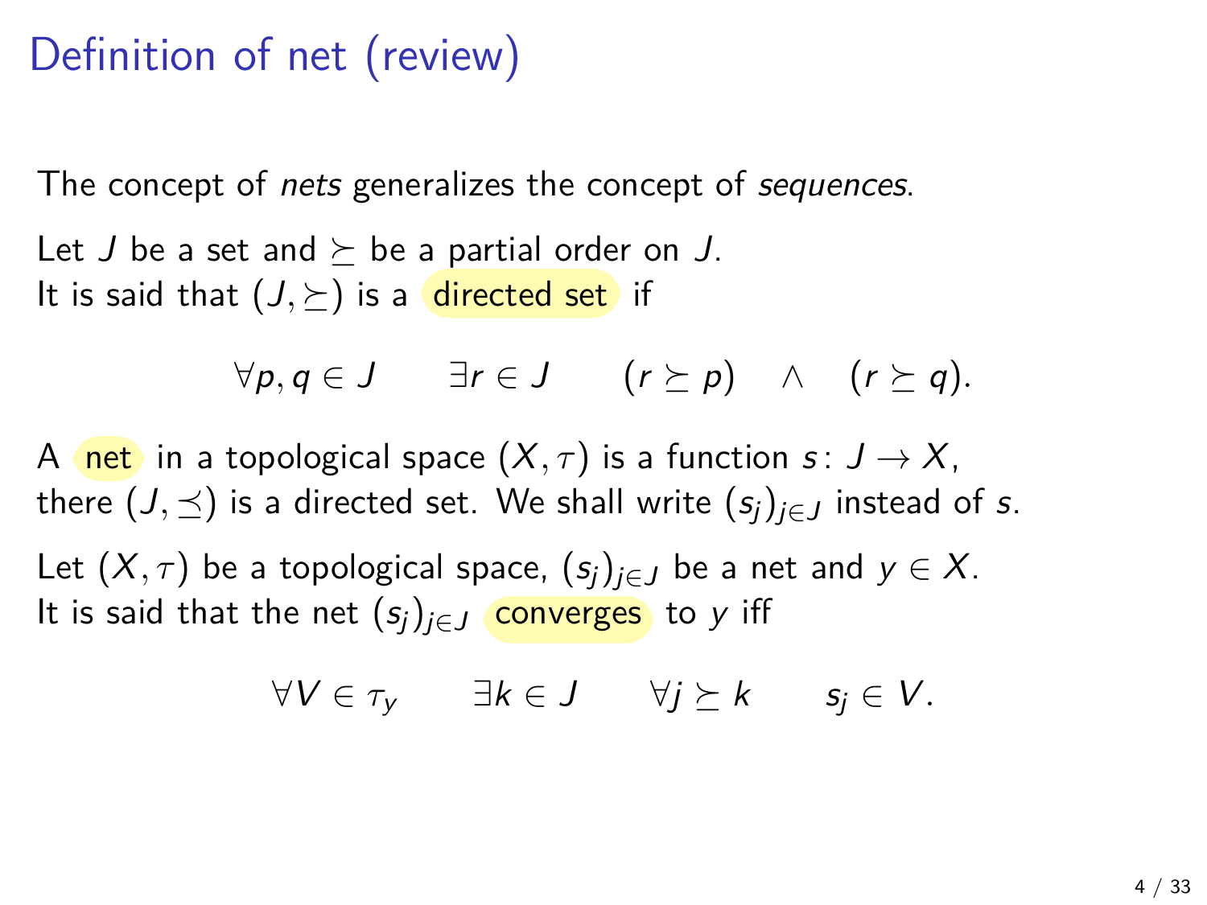# Definition of net (review)

The concept of *nets* generalizes the concept of *sequences*.

Let $J$ be a set and $\succeq$ be a partial order on $J$.
It is said that $(J, \succeq)$ is a directed set if

$$\forall p, q \in J \qquad \exists r \in J \qquad (r \succeq p) \quad \wedge \quad (r \succeq q).$$

A net in a topological space $(X, \tau)$ is a function $s\colon J \to X$,
there $(J, \preceq)$ is a directed set. We shall write $(s_j)_{j \in J}$ instead of $s$.

Let $(X, \tau)$ be a topological space, $(s_j)_{j \in J}$ be a net and $y \in X$.
It is said that the net $(s_j)_{j \in J}$ converges to $y$ iff

$$\forall V \in \tau_y \qquad \exists k \in J \qquad \forall j \succeq k \qquad s_j \in V.$$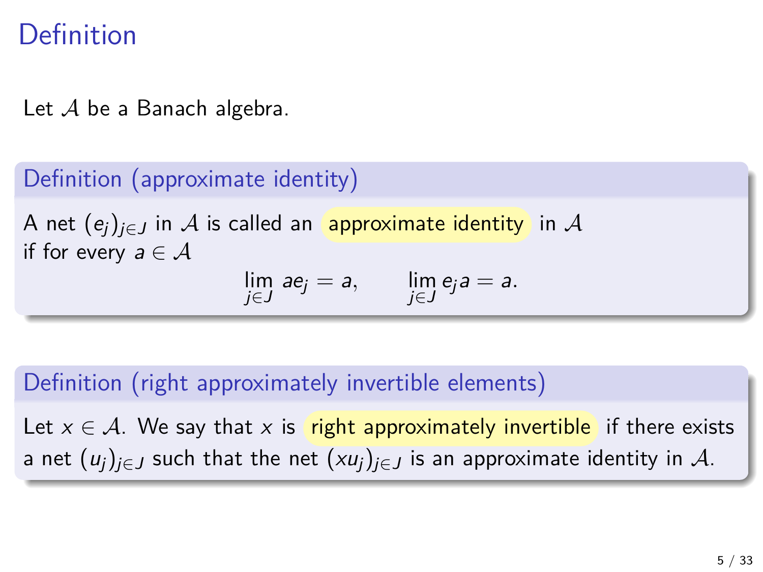# Definition

Let $\mathcal{A}$ be a Banach algebra.

### Definition (approximate identity)

A net $(e_j)_{j \in J}$ in $\mathcal{A}$ is called an approximate identity in $\mathcal{A}$ if for every $a \in \mathcal{A}$

$$\lim_{j \in J} a e_j = a, \qquad \lim_{j \in J} e_j a = a.$$

### Definition (right approximately invertible elements)

Let $x \in \mathcal{A}$. We say that $x$ is right approximately invertible if there exists a net $(u_j)_{j \in J}$ such that the net $(x u_j)_{j \in J}$ is an approximate identity in $\mathcal{A}$.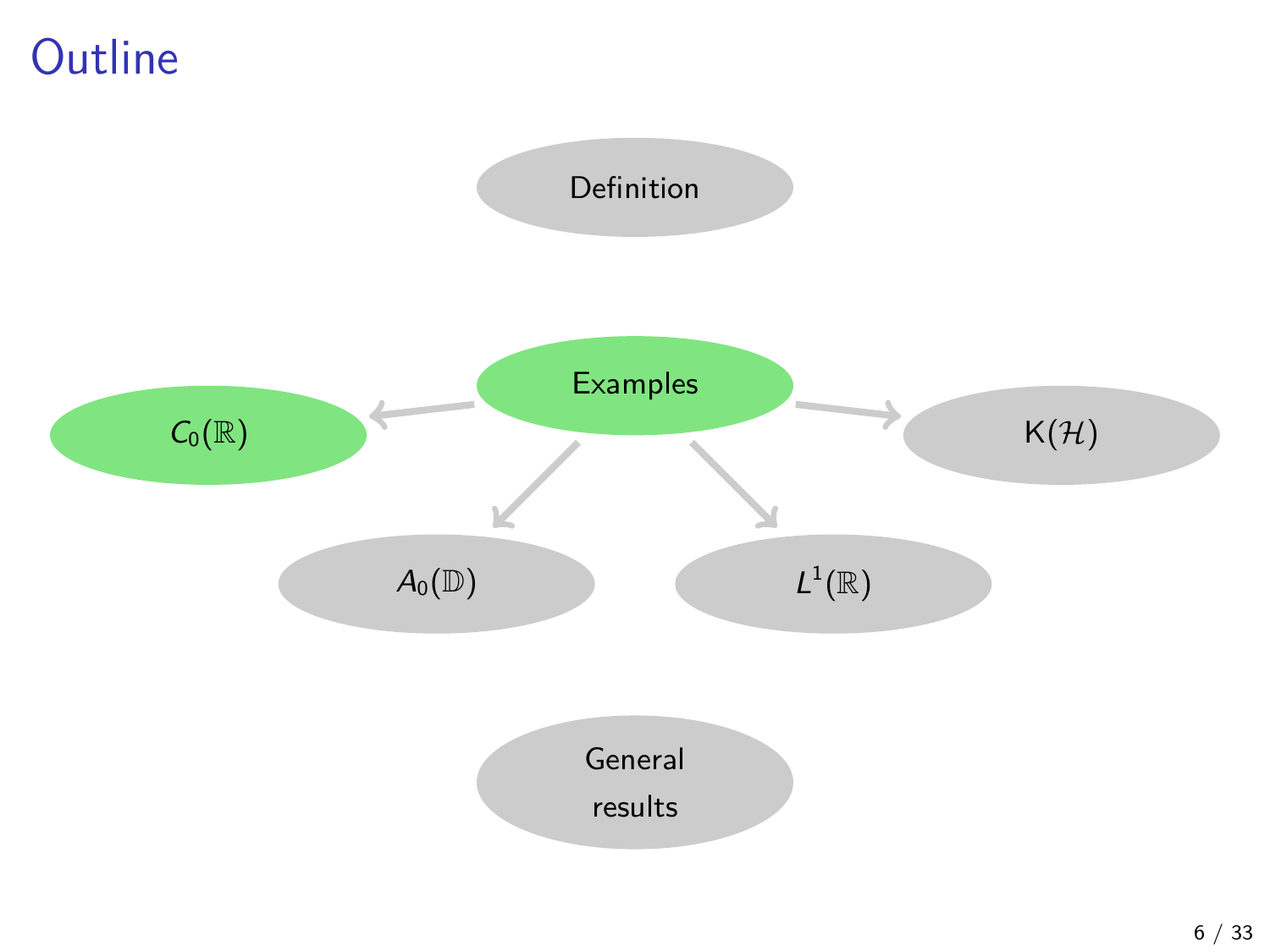# Outline

- Definition
- Examples
  - $C_0(\mathbb{R})$
  - $A_0(\mathbb{D})$
  - $L^1(\mathbb{R})$
  - $\mathrm{K}(\mathcal{H})$
- General results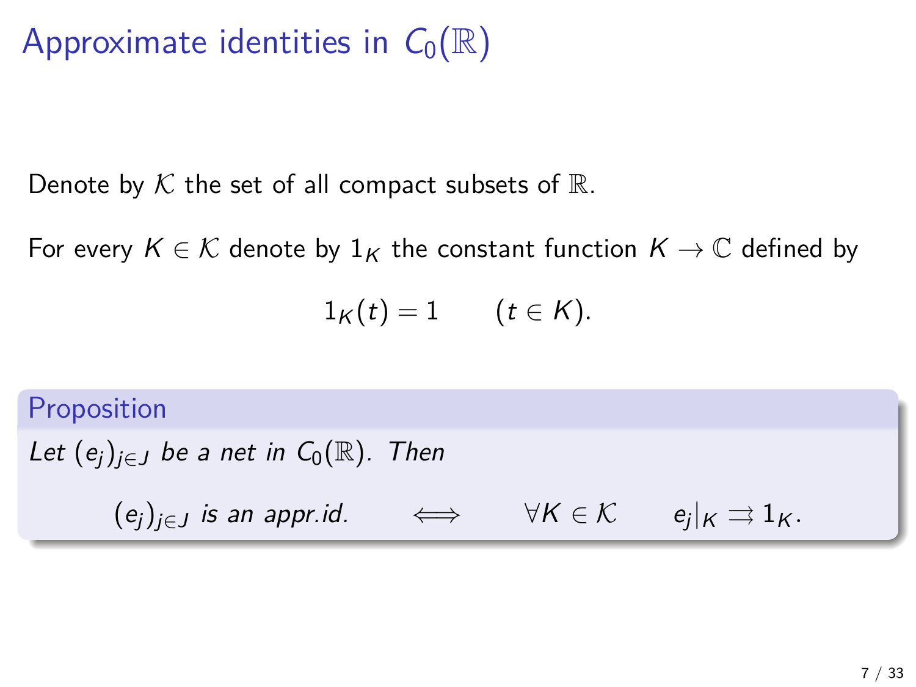# Approximate identities in $C_0(\mathbb{R})$

Denote by $\mathcal{K}$ the set of all compact subsets of $\mathbb{R}$.

For every $K \in \mathcal{K}$ denote by $1_K$ the constant function $K \to \mathbb{C}$ defined by

$$1_K(t) = 1 \qquad (t \in K).$$

**Proposition**

*Let $(e_j)_{j \in J}$ be a net in $C_0(\mathbb{R})$. Then*

$$(e_j)_{j \in J} \text{ is an appr.id.} \qquad \Longleftrightarrow \qquad \forall K \in \mathcal{K} \qquad e_j|_K \rightrightarrows 1_K.$$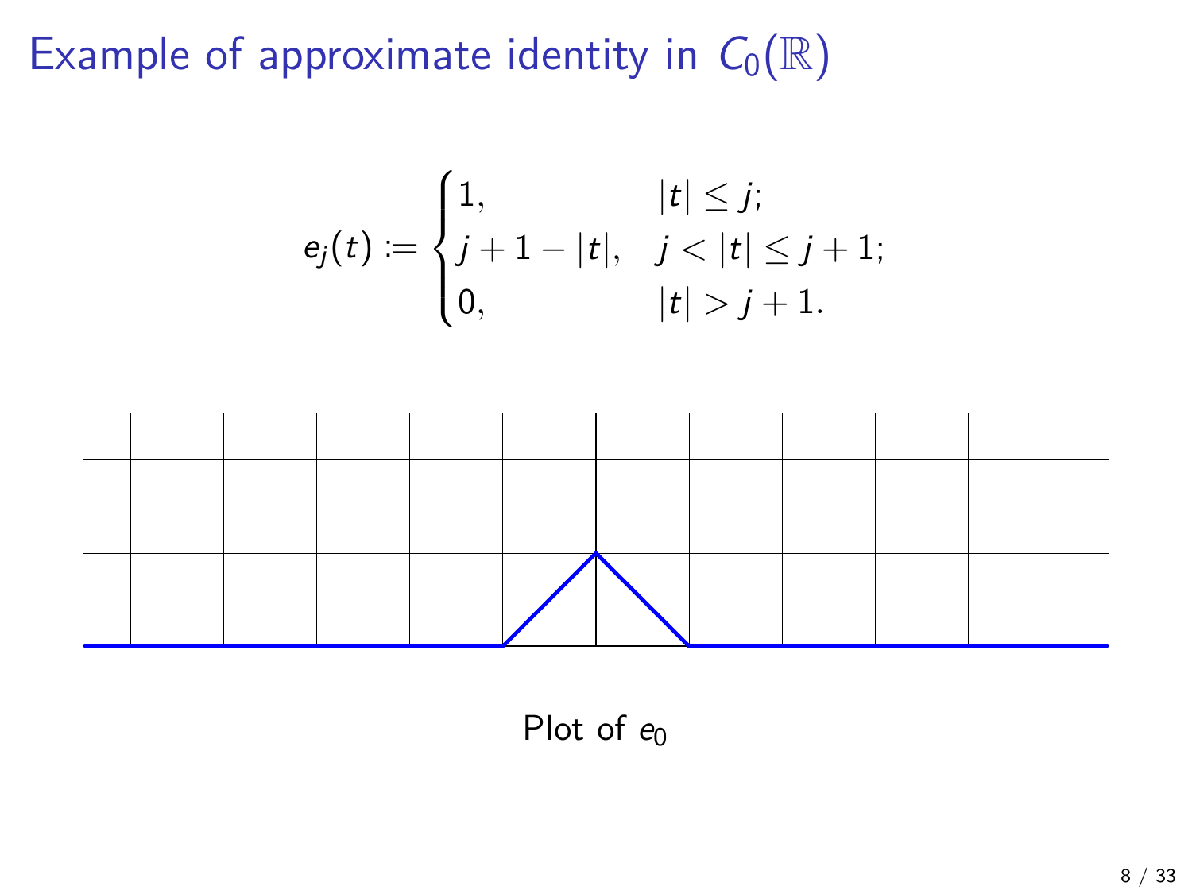# Example of approximate identity in $C_0(\mathbb{R})$

$$
e_j(t) := \begin{cases} 1, & |t| \le j; \\ j+1-|t|, & j < |t| \le j+1; \\ 0, & |t| > j+1. \end{cases}
$$

Plot of $e_0$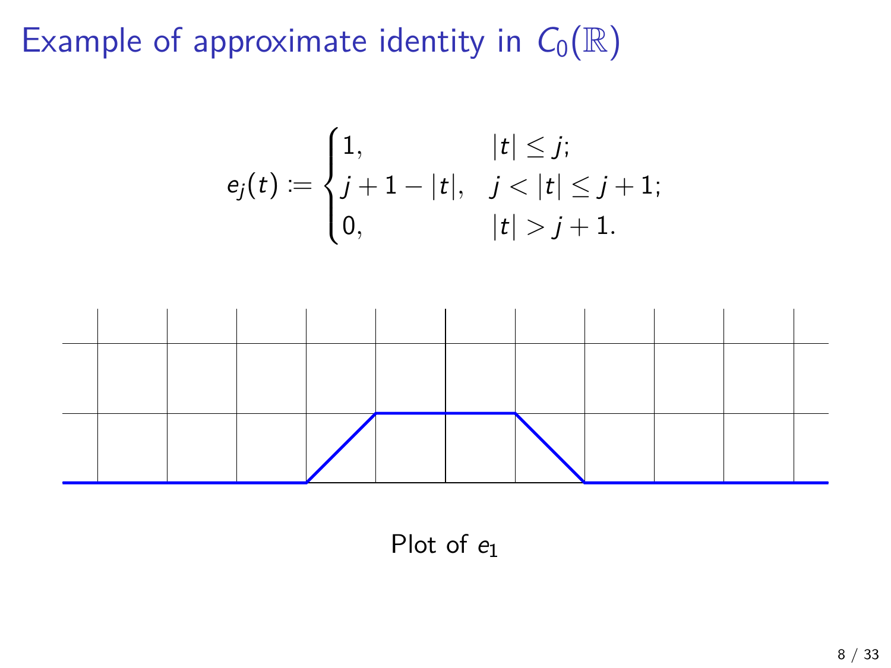# Example of approximate identity in $C_0(\mathbb{R})$

$$
e_j(t) := \begin{cases} 1, & |t| \le j; \\ j + 1 - |t|, & j < |t| \le j + 1; \\ 0, & |t| > j + 1. \end{cases}
$$

Plot of $e_1$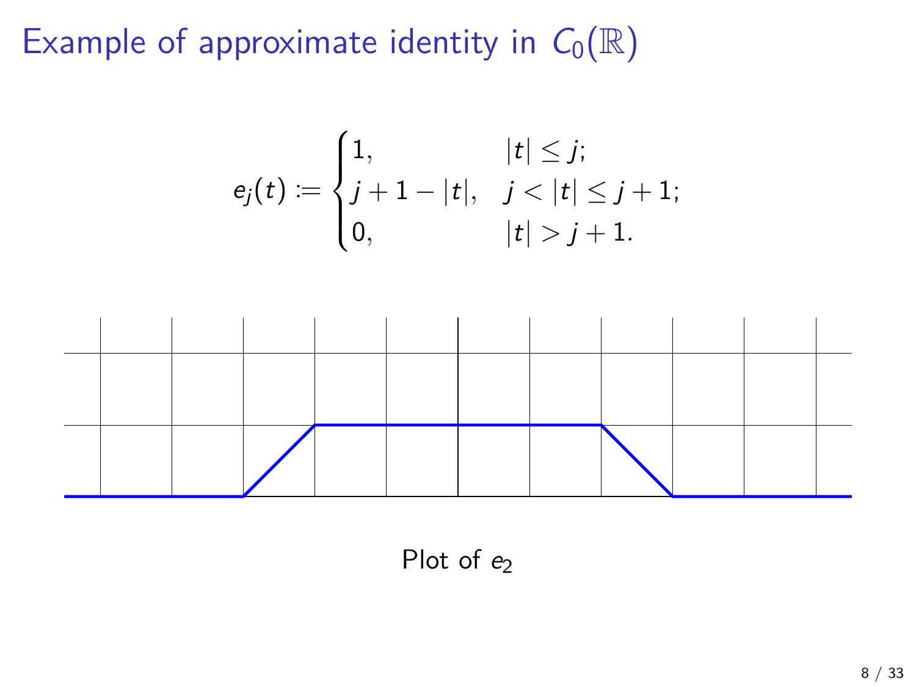# Example of approximate identity in $C_0(\mathbb{R})$

$$
e_j(t) := \begin{cases} 1, & |t| \le j; \\ j + 1 - |t|, & j < |t| \le j + 1; \\ 0, & |t| > j + 1. \end{cases}
$$

Plot of $e_2$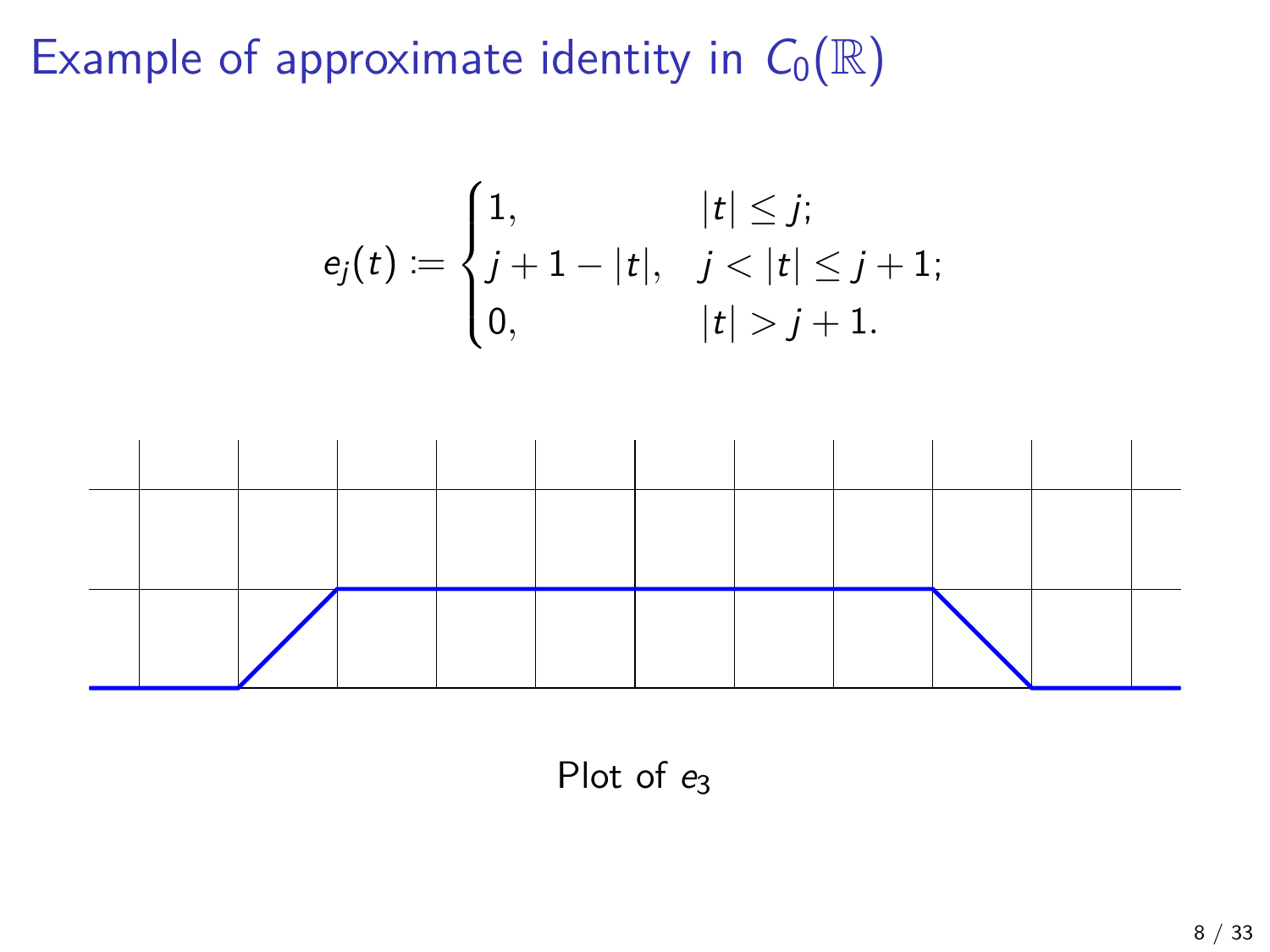# Example of approximate identity in $C_0(\mathbb{R})$

$$
e_j(t) := \begin{cases} 1, & |t| \leq j; \\ j + 1 - |t|, & j < |t| \leq j + 1; \\ 0, & |t| > j + 1. \end{cases}
$$

Plot of $e_3$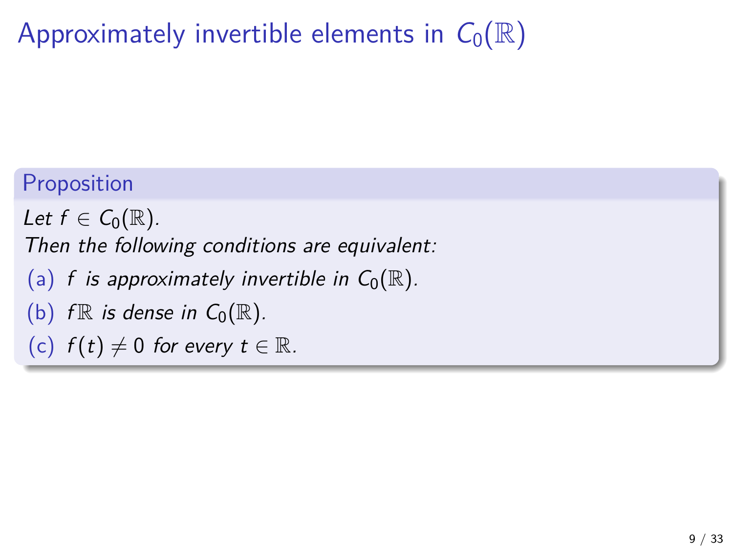# Approximately invertible elements in $C_0(\mathbb{R})$

**Proposition**

*Let $f \in C_0(\mathbb{R})$.*
*Then the following conditions are equivalent:*

(a) *$f$ is approximately invertible in $C_0(\mathbb{R})$.*

(b) *$f\mathbb{R}$ is dense in $C_0(\mathbb{R})$.*

(c) *$f(t) \neq 0$ for every $t \in \mathbb{R}$.*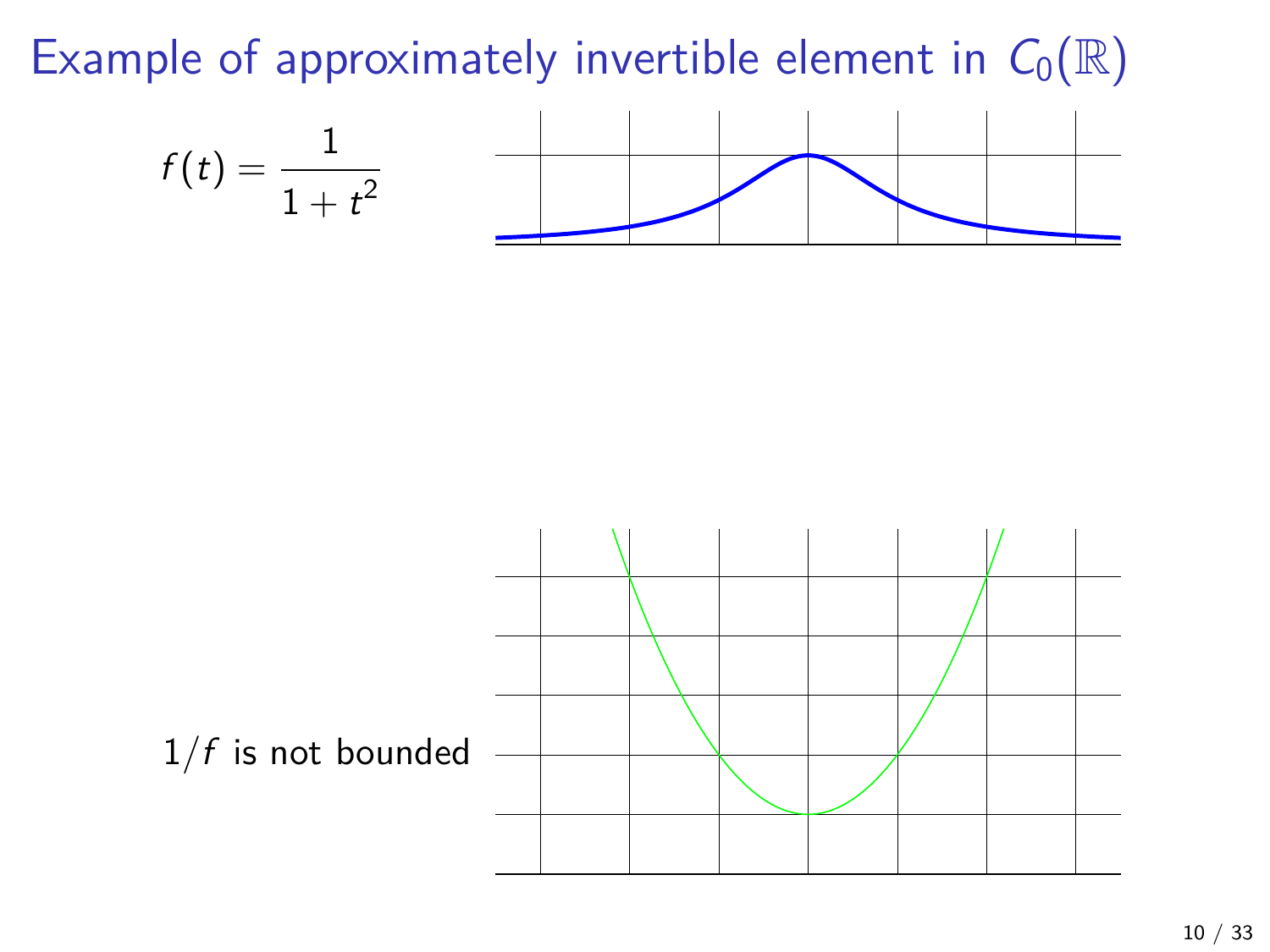# Example of approximately invertible element in $C_0(\mathbb{R})$

$$f(t) = \frac{1}{1+t^2}$$

$1/f$ is not bounded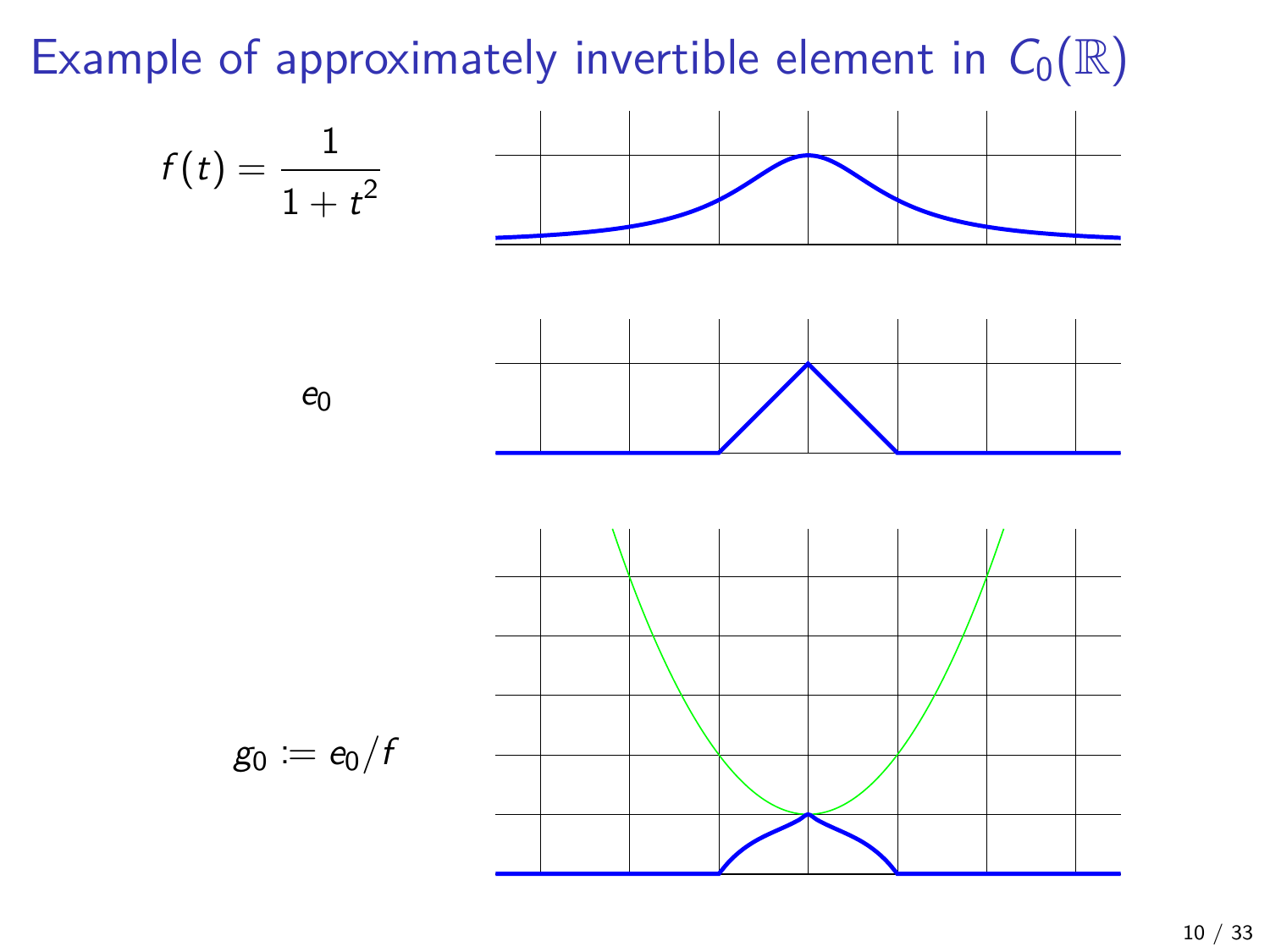# Example of approximately invertible element in $C_0(\mathbb{R})$

$$f(t) = \frac{1}{1 + t^2}$$

$e_0$

$g_0 := e_0/f$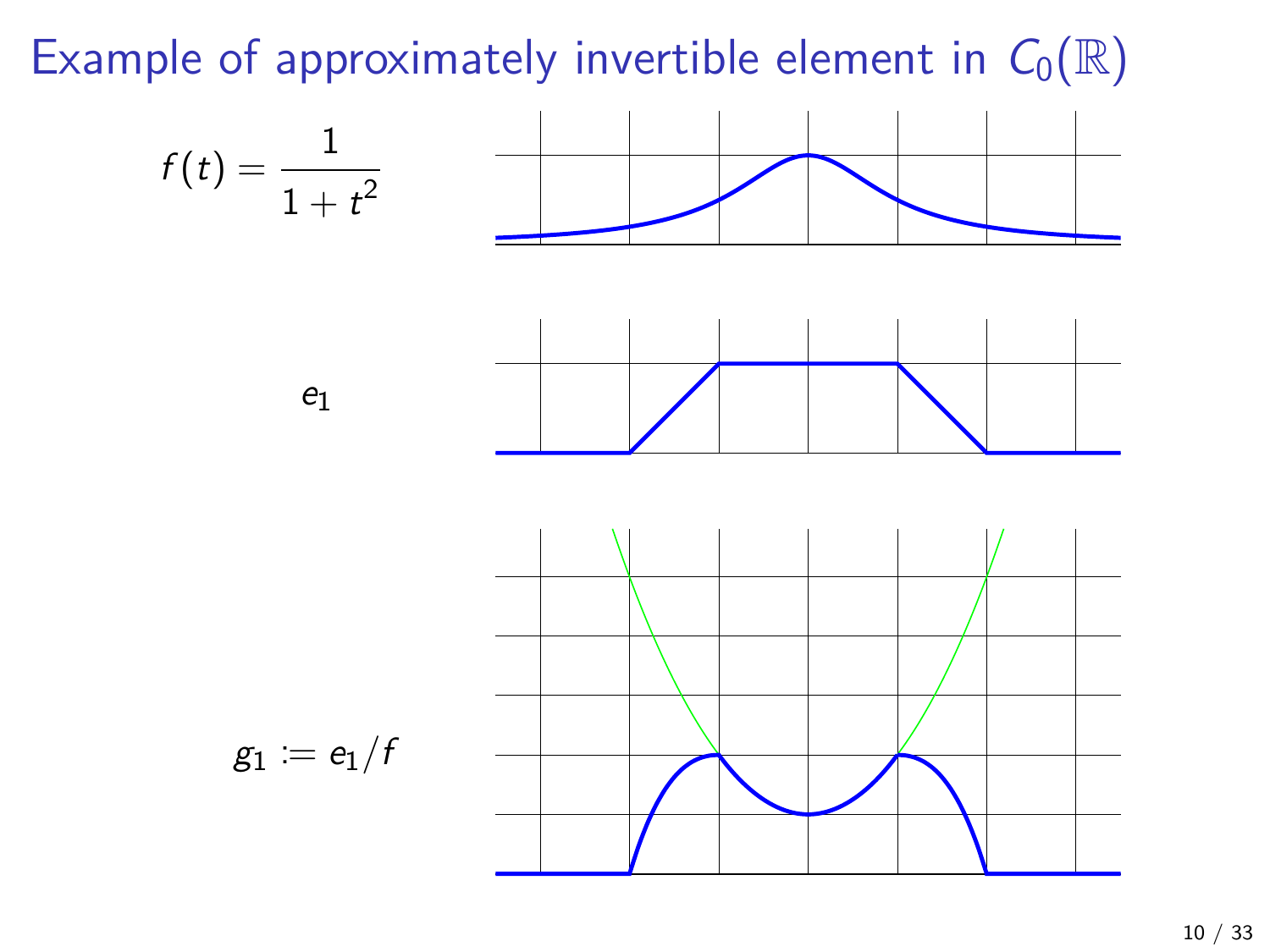# Example of approximately invertible element in $C_0(\mathbb{R})$

$$f(t) = \frac{1}{1 + t^2}$$

$e_1$

$g_1 := e_1/f$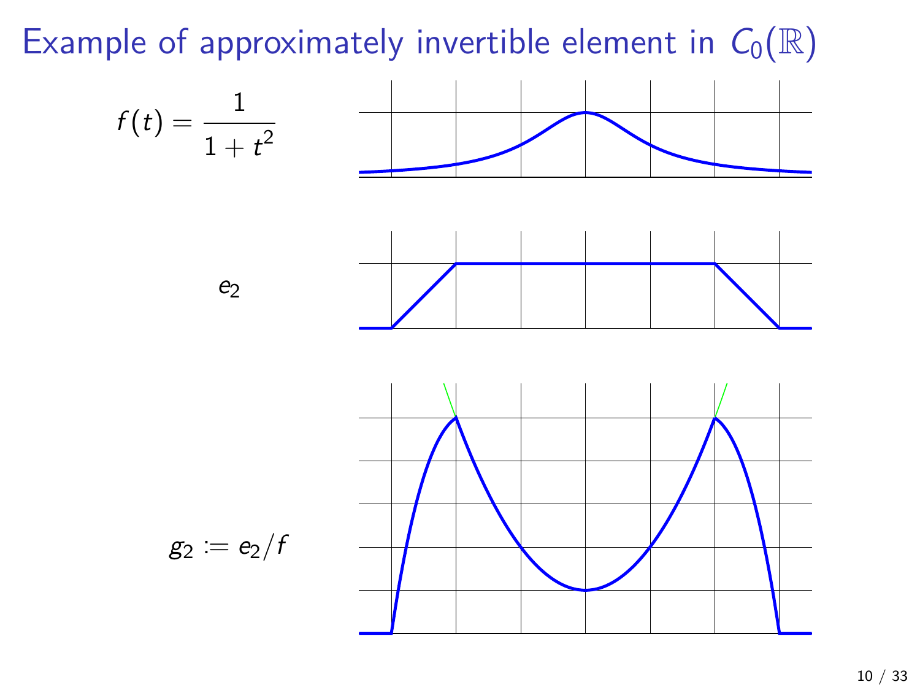# Example of approximately invertible element in $C_0(\mathbb{R})$

$$f(t) = \frac{1}{1+t^2}$$

$e_2$

$g_2 := e_2/f$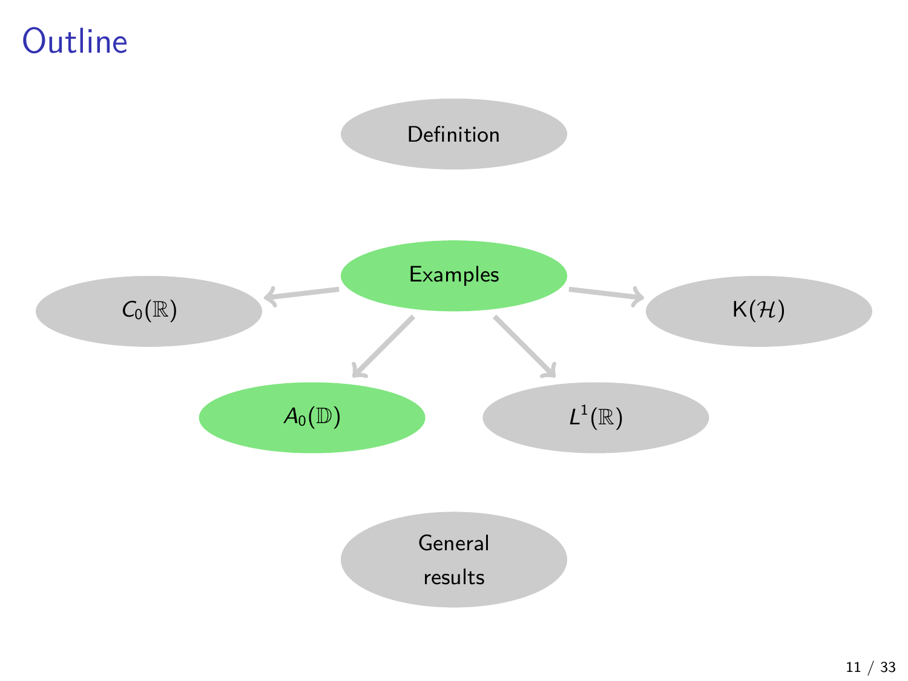# Outline

Definition

Examples

- $C_0(\mathbb{R})$
- $A_0(\mathbb{D})$
- $L^1(\mathbb{R})$
- $\mathsf{K}(\mathcal{H})$

General results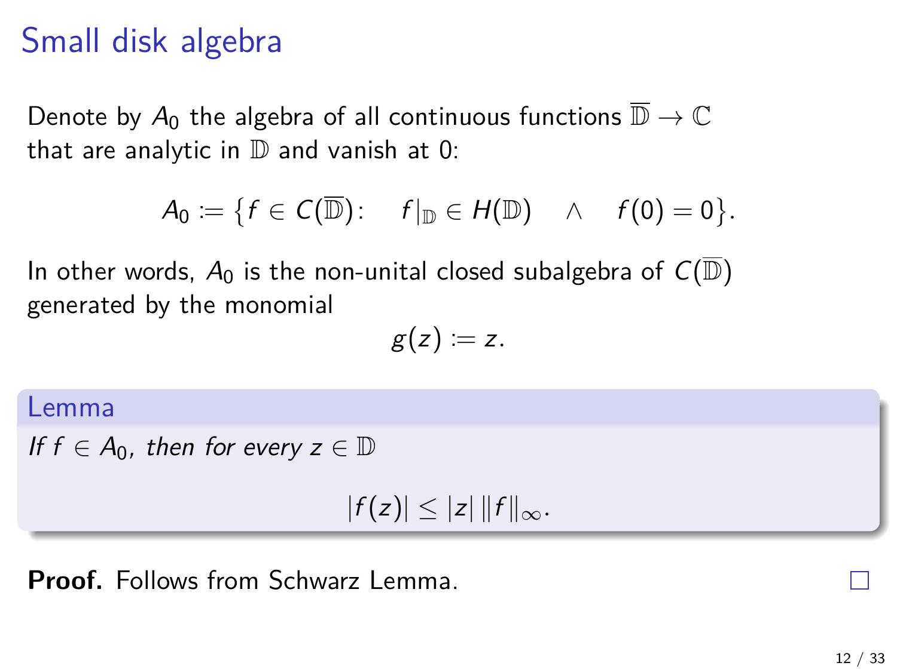# Small disk algebra

Denote by $A_0$ the algebra of all continuous functions $\overline{\mathbb{D}} \to \mathbb{C}$ that are analytic in $\mathbb{D}$ and vanish at 0:

$$A_0 := \{f \in C(\overline{\mathbb{D}}) \colon \quad f|_{\mathbb{D}} \in H(\mathbb{D}) \quad \wedge \quad f(0) = 0\}.$$

In other words, $A_0$ is the non-unital closed subalgebra of $C(\overline{\mathbb{D}})$ generated by the monomial

$$g(z) := z.$$

**Lemma**

*If $f \in A_0$, then for every $z \in \mathbb{D}$*

$$|f(z)| \leq |z| \, \|f\|_\infty.$$

**Proof.** Follows from Schwarz Lemma. □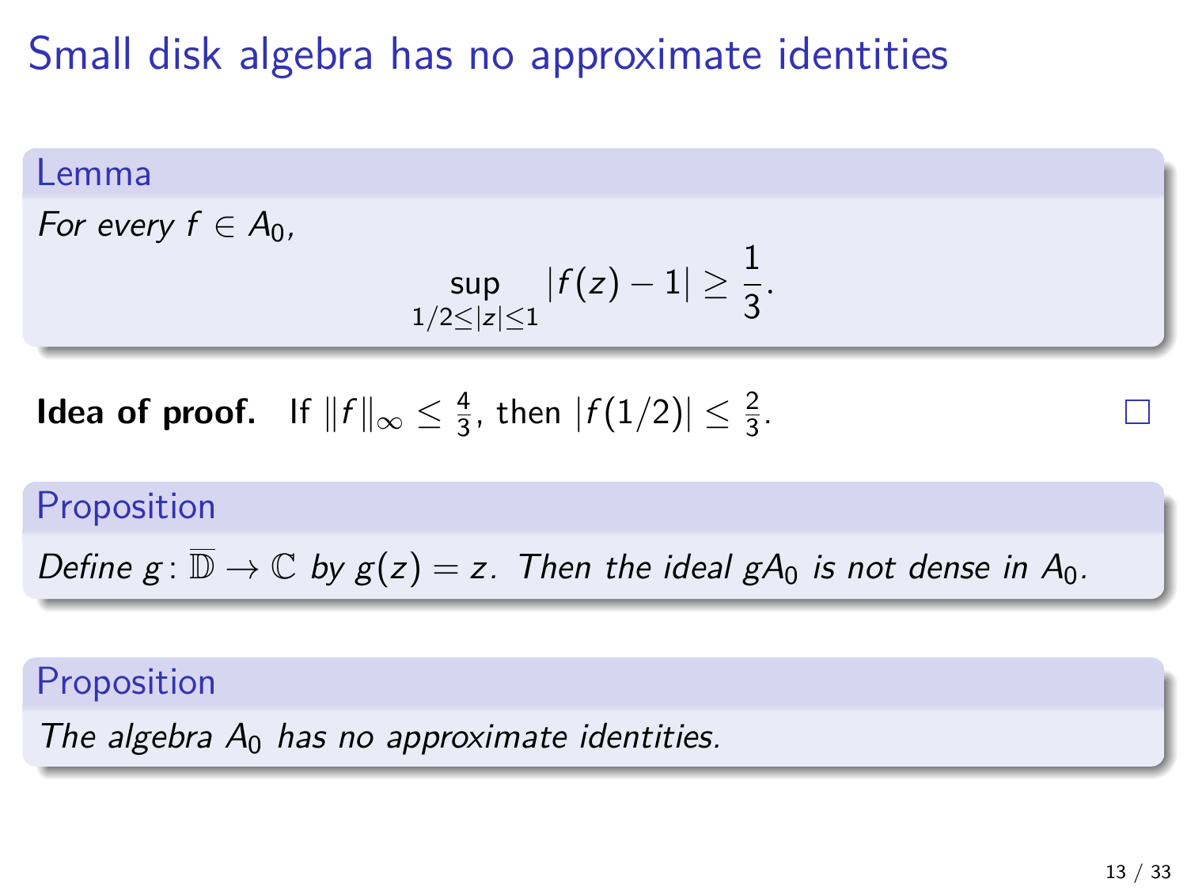# Small disk algebra has no approximate identities

**Lemma**

*For every $f \in A_0$,*

$$\sup_{1/2 \leq |z| \leq 1} |f(z) - 1| \geq \frac{1}{3}.$$

**Idea of proof.** If $\|f\|_\infty \leq \frac{4}{3}$, then $|f(1/2)| \leq \frac{2}{3}$. □

**Proposition**

*Define $g \colon \overline{\mathbb{D}} \to \mathbb{C}$ by $g(z) = z$. Then the ideal $gA_0$ is not dense in $A_0$.*

**Proposition**

*The algebra $A_0$ has no approximate identities.*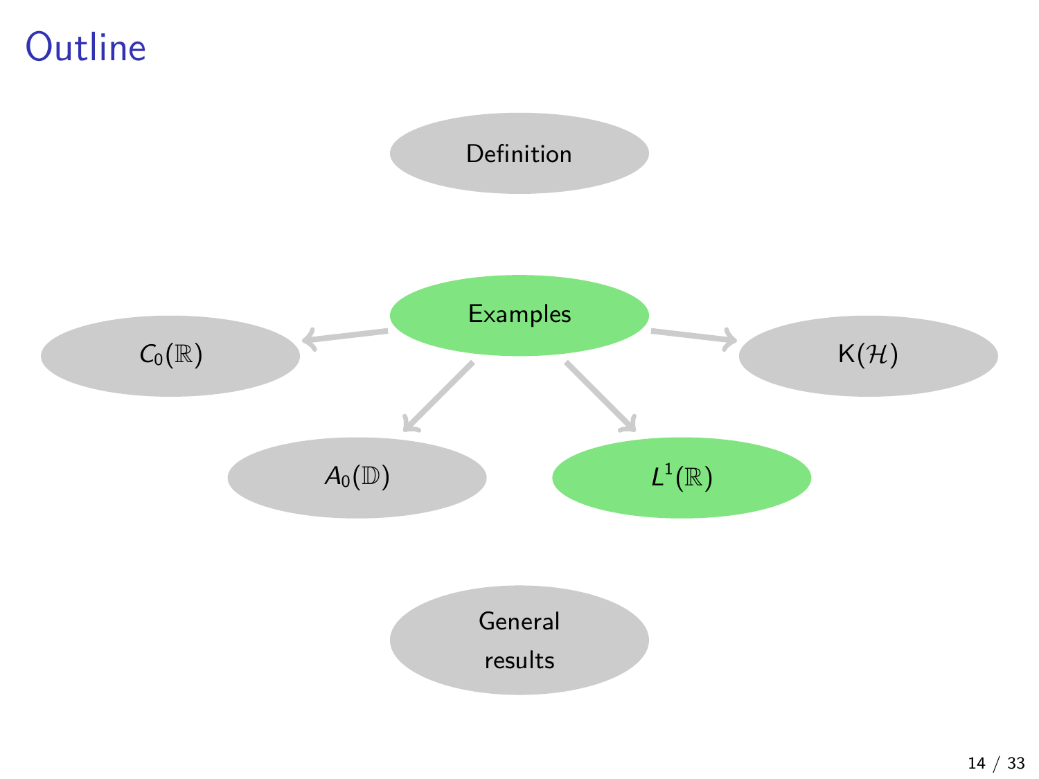# Outline

Definition

Examples

$C_0(\mathbb{R})$

$\mathrm{K}(\mathcal{H})$

$A_0(\mathbb{D})$

$L^1(\mathbb{R})$

General results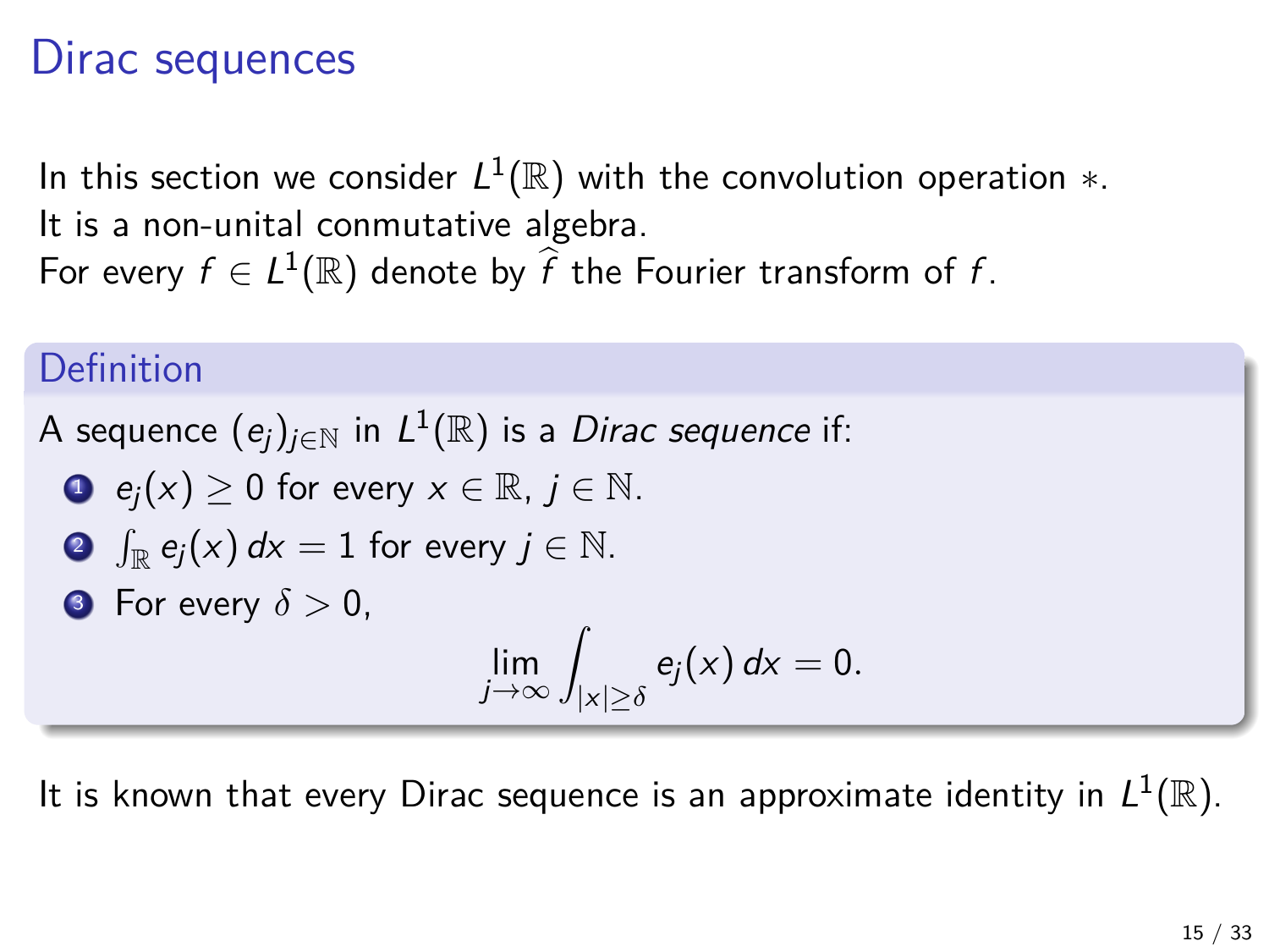# Dirac sequences

In this section we consider $L^1(\mathbb{R})$ with the convolution operation $*$.
It is a non-unital conmutative algebra.
For every $f \in L^1(\mathbb{R})$ denote by $\widehat{f}$ the Fourier transform of $f$.

### Definition

A sequence $(e_j)_{j\in\mathbb{N}}$ in $L^1(\mathbb{R})$ is a *Dirac sequence* if:

1. $e_j(x) \geq 0$ for every $x \in \mathbb{R}$, $j \in \mathbb{N}$.
2. $\int_{\mathbb{R}} e_j(x)\,dx = 1$ for every $j \in \mathbb{N}$.
3. For every $\delta > 0$,
$$\lim_{j\to\infty} \int_{|x|\geq\delta} e_j(x)\,dx = 0.$$

It is known that every Dirac sequence is an approximate identity in $L^1(\mathbb{R})$.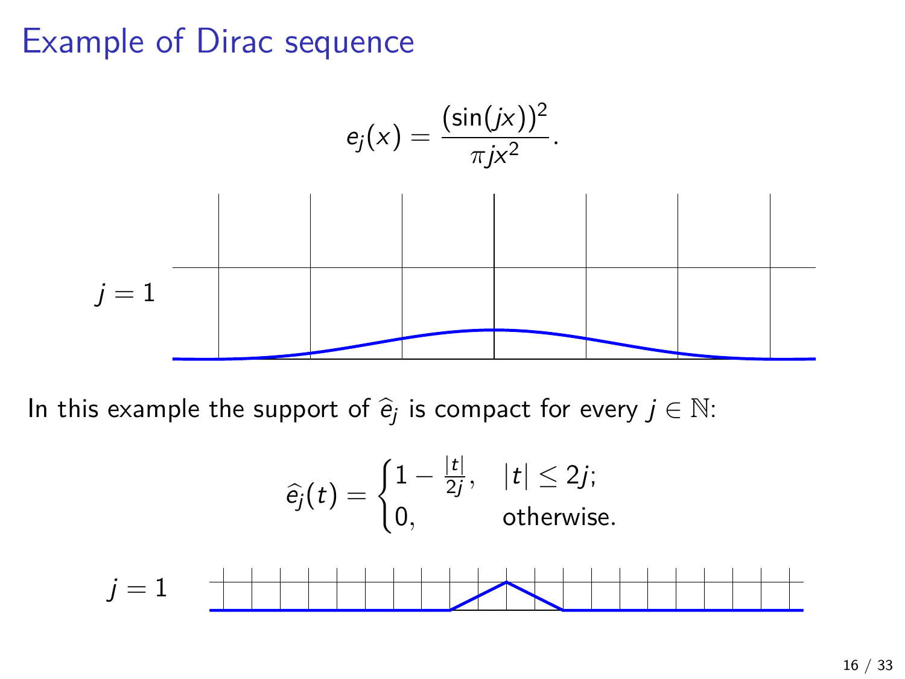# Example of Dirac sequence

$$e_j(x) = \frac{(\sin(jx))^2}{\pi j x^2}.$$

$j = 1$

In this example the support of $\widehat{e_j}$ is compact for every $j \in \mathbb{N}$:

$$\widehat{e_j}(t) = \begin{cases} 1 - \frac{|t|}{2j}, & |t| \leq 2j; \\ 0, & \text{otherwise.} \end{cases}$$

$j = 1$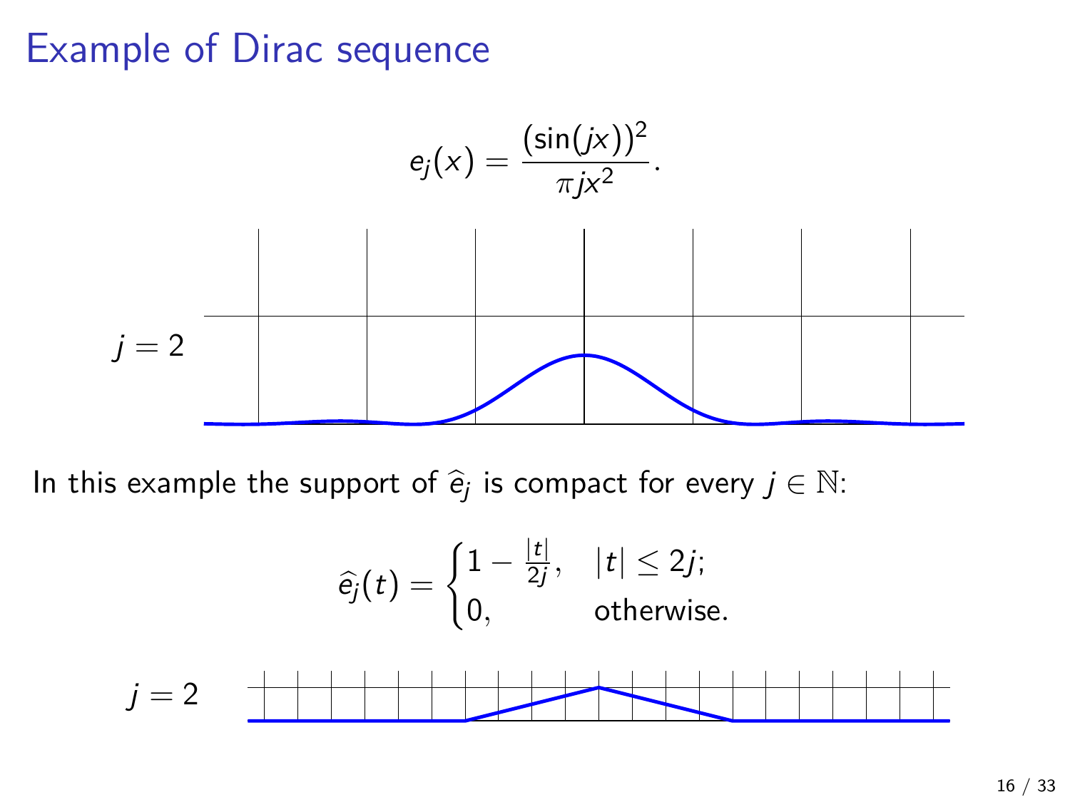# Example of Dirac sequence

$$e_j(x) = \frac{(\sin(jx))^2}{\pi j x^2}.$$

$j = 2$

In this example the support of $\widehat{e_j}$ is compact for every $j \in \mathbb{N}$:

$$\widehat{e_j}(t) = \begin{cases} 1 - \frac{|t|}{2j}, & |t| \leq 2j; \\ 0, & \text{otherwise.} \end{cases}$$

$j = 2$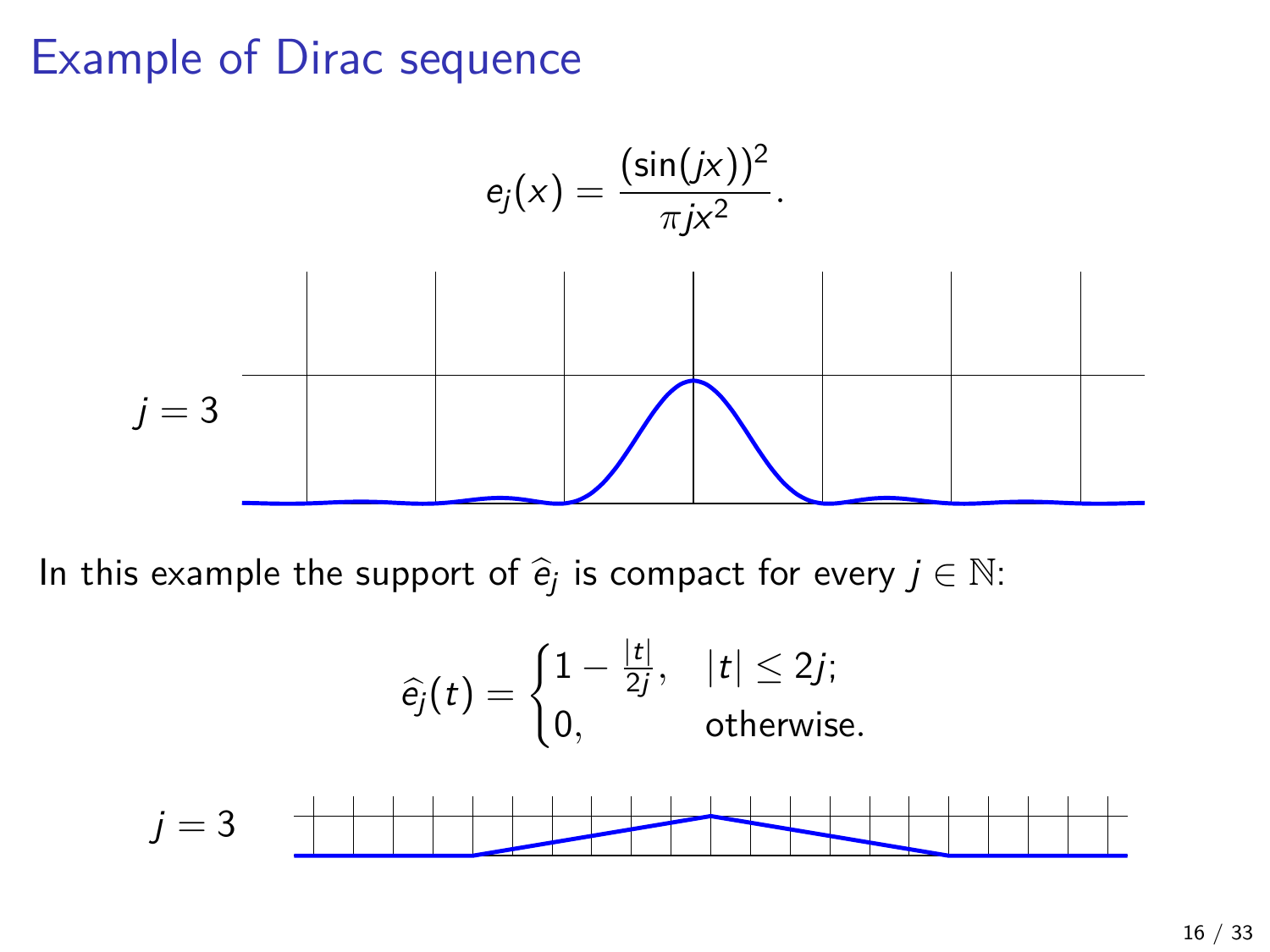# Example of Dirac sequence

$$e_j(x) = \frac{(\sin(jx))^2}{\pi j x^2}.$$

$j = 3$

In this example the support of $\widehat{e_j}$ is compact for every $j \in \mathbb{N}$:

$$\widehat{e_j}(t) = \begin{cases} 1 - \frac{|t|}{2j}, & |t| \leq 2j; \\ 0, & \text{otherwise.} \end{cases}$$

$j = 3$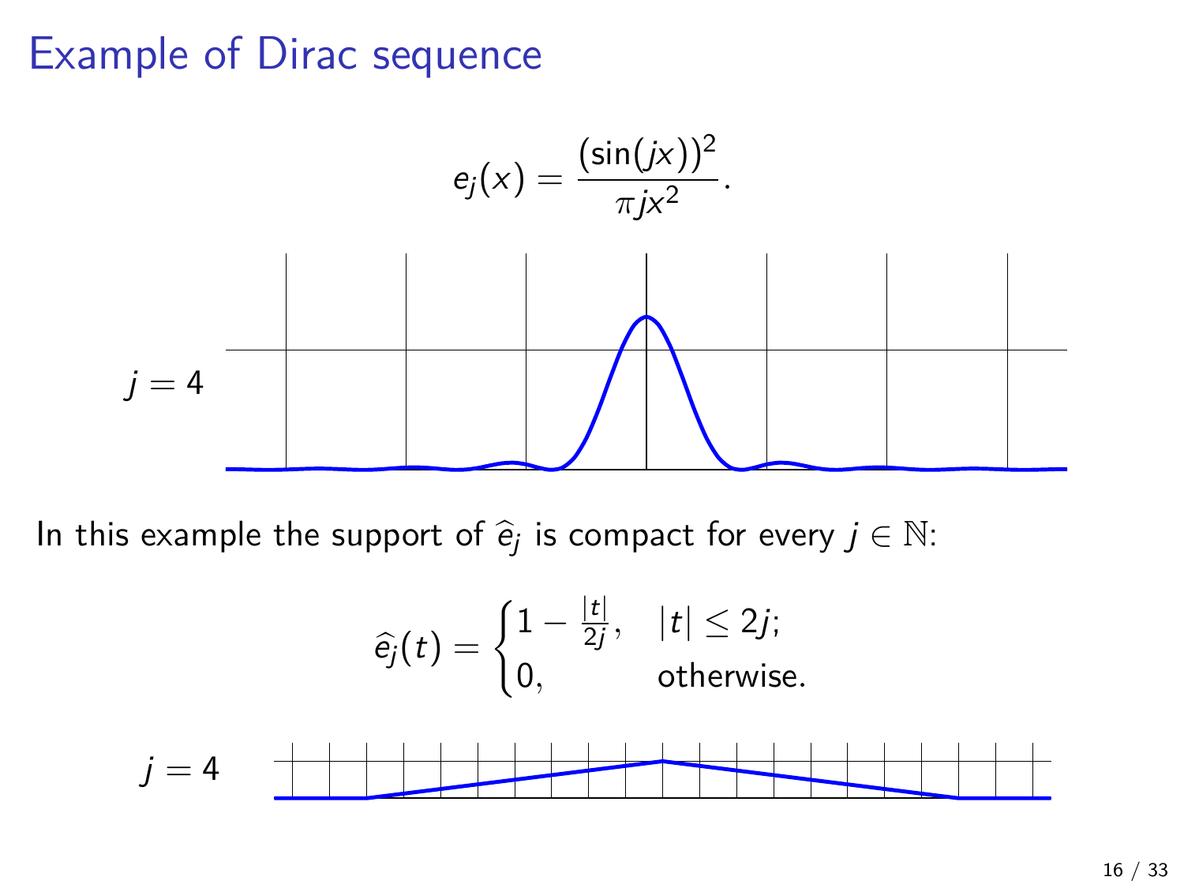# Example of Dirac sequence

$$e_j(x) = \frac{(\sin(jx))^2}{\pi j x^2}.$$

$j = 4$

In this example the support of $\widehat{e_j}$ is compact for every $j \in \mathbb{N}$:

$$\widehat{e_j}(t) = \begin{cases} 1 - \frac{|t|}{2j}, & |t| \leq 2j; \\ 0, & \text{otherwise.} \end{cases}$$

$j = 4$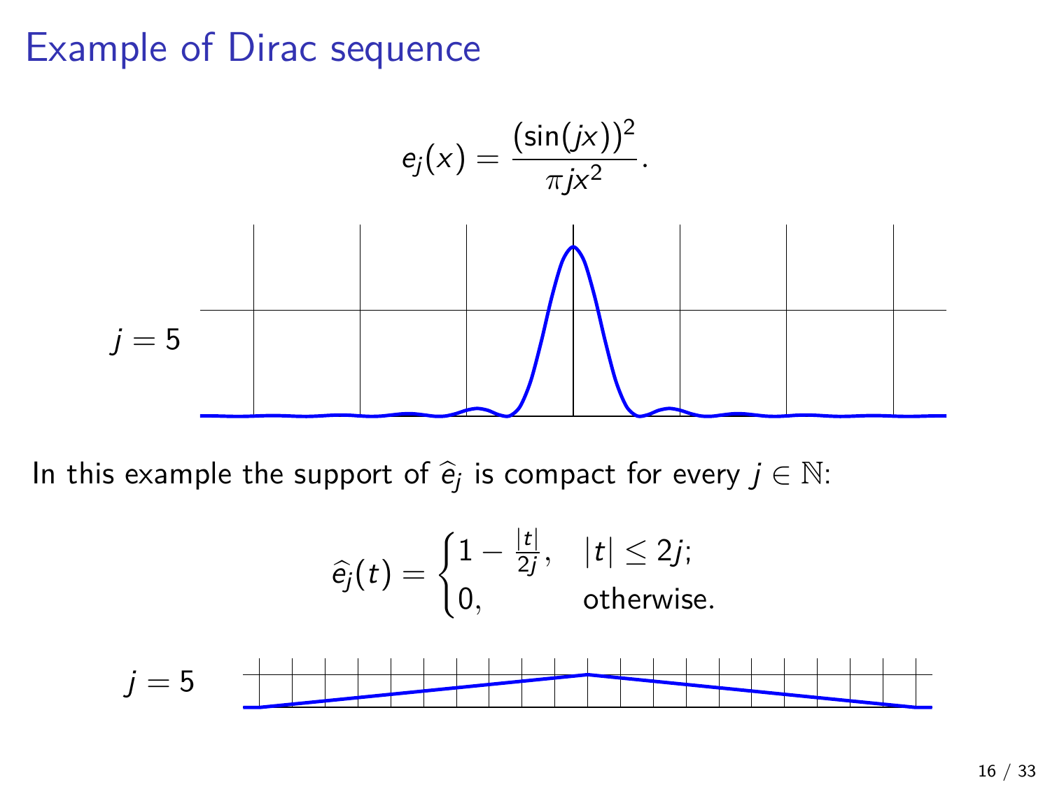# Example of Dirac sequence

$$e_j(x) = \frac{(\sin(jx))^2}{\pi j x^2}.$$

$j = 5$

In this example the support of $\widehat{e_j}$ is compact for every $j \in \mathbb{N}$:

$$\widehat{e_j}(t) = \begin{cases} 1 - \frac{|t|}{2j}, & |t| \le 2j; \\ 0, & \text{otherwise.} \end{cases}$$

$j = 5$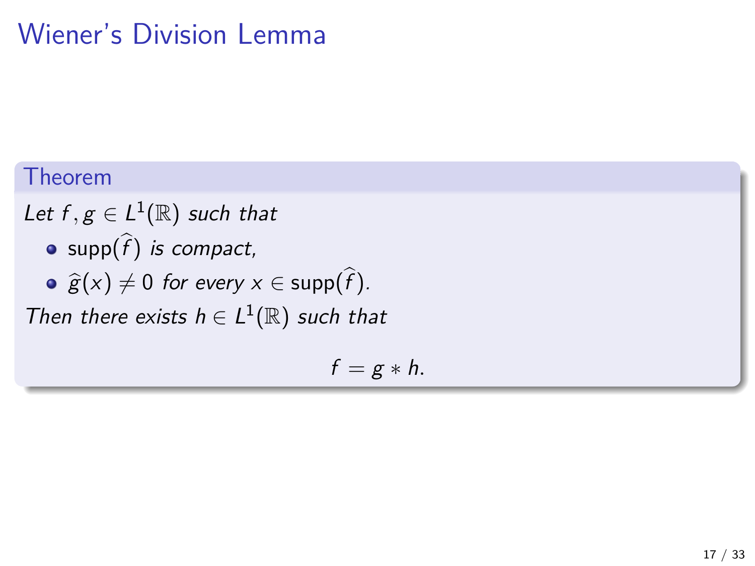# Wiener's Division Lemma

**Theorem**

*Let $f, g \in L^1(\mathbb{R})$ such that*

- $\text{supp}(\widehat{f})$ *is compact,*
- $\widehat{g}(x) \neq 0$ *for every* $x \in \text{supp}(\widehat{f})$*.*

*Then there exists $h \in L^1(\mathbb{R})$ such that*

$$f = g * h.$$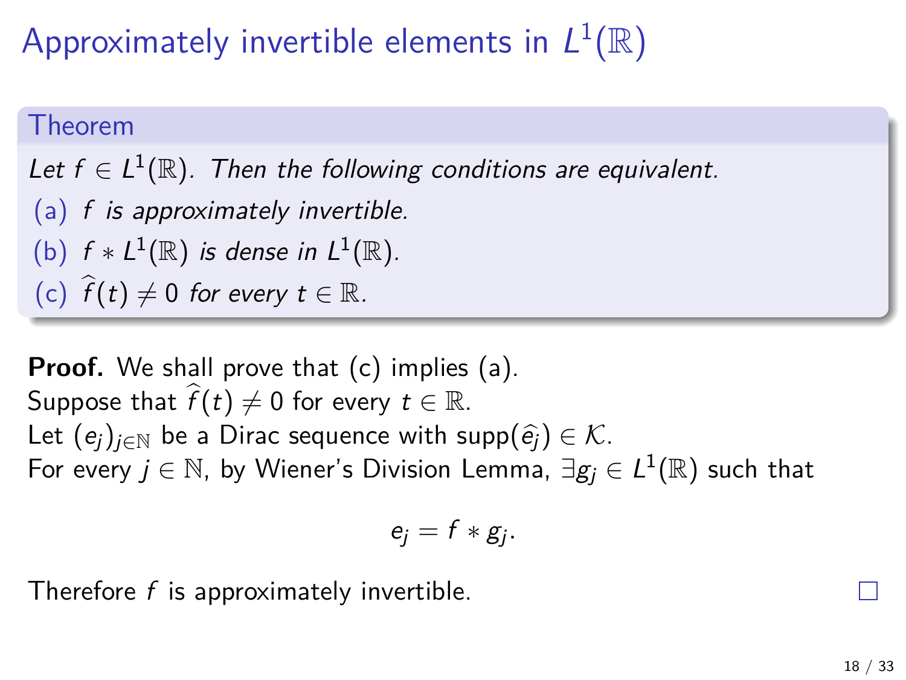# Approximately invertible elements in $L^1(\mathbb{R})$

**Theorem**

*Let $f \in L^1(\mathbb{R})$. Then the following conditions are equivalent.*

(a) *$f$ is approximately invertible.*

(b) *$f * L^1(\mathbb{R})$ is dense in $L^1(\mathbb{R})$.*

(c) *$\widehat{f}(t) \neq 0$ for every $t \in \mathbb{R}$.*

**Proof.** We shall prove that (c) implies (a).
Suppose that $\widehat{f}(t) \neq 0$ for every $t \in \mathbb{R}$.
Let $(e_j)_{j\in\mathbb{N}}$ be a Dirac sequence with $\mathrm{supp}(\widehat{e_j}) \in \mathcal{K}$.
For every $j \in \mathbb{N}$, by Wiener's Division Lemma, $\exists g_j \in L^1(\mathbb{R})$ such that

$$e_j = f * g_j.$$

Therefore $f$ is approximately invertible. □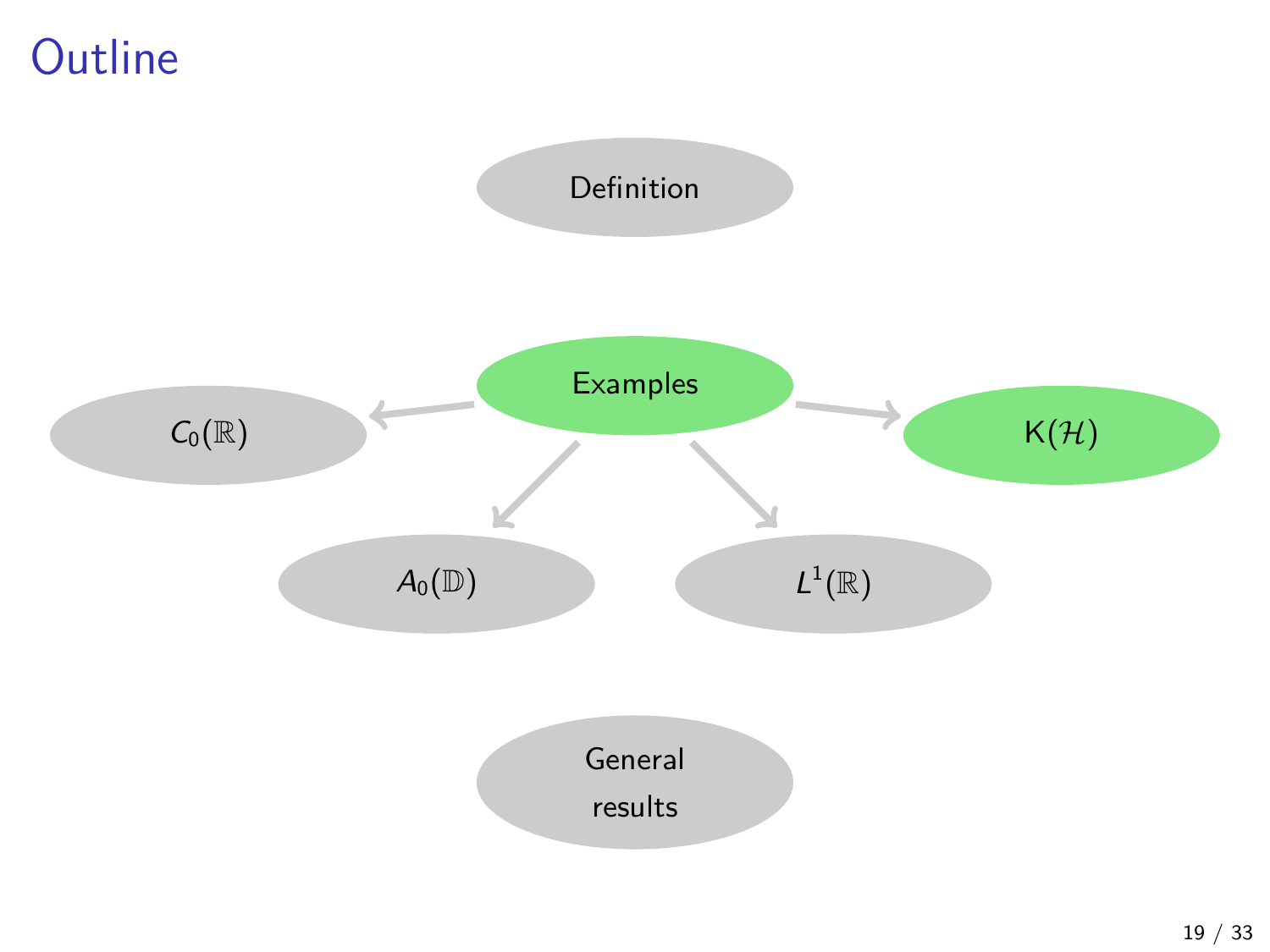# Outline

Definition

Examples

$C_0(\mathbb{R})$

$\mathrm{K}(\mathcal{H})$

$A_0(\mathbb{D})$

$L^1(\mathbb{R})$

General results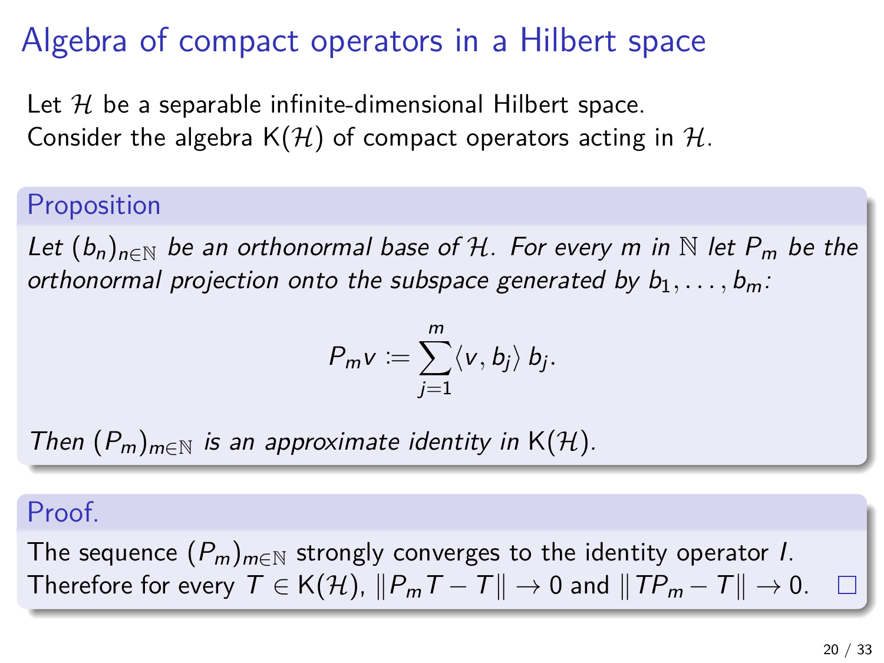# Algebra of compact operators in a Hilbert space

Let $\mathcal{H}$ be a separable infinite-dimensional Hilbert space.
Consider the algebra $\mathsf{K}(\mathcal{H})$ of compact operators acting in $\mathcal{H}$.

**Proposition**

*Let $(b_n)_{n\in\mathbb{N}}$ be an orthonormal base of $\mathcal{H}$. For every $m$ in $\mathbb{N}$ let $P_m$ be the orthonormal projection onto the subspace generated by $b_1, \ldots, b_m$:*

$$P_m v := \sum_{j=1}^{m} \langle v, b_j \rangle\, b_j.$$

*Then $(P_m)_{m\in\mathbb{N}}$ is an approximate identity in $\mathsf{K}(\mathcal{H})$.*

**Proof.**

The sequence $(P_m)_{m\in\mathbb{N}}$ strongly converges to the identity operator $I$.
Therefore for every $T \in \mathsf{K}(\mathcal{H})$, $\|P_m T - T\| \to 0$ and $\|T P_m - T\| \to 0$. $\square$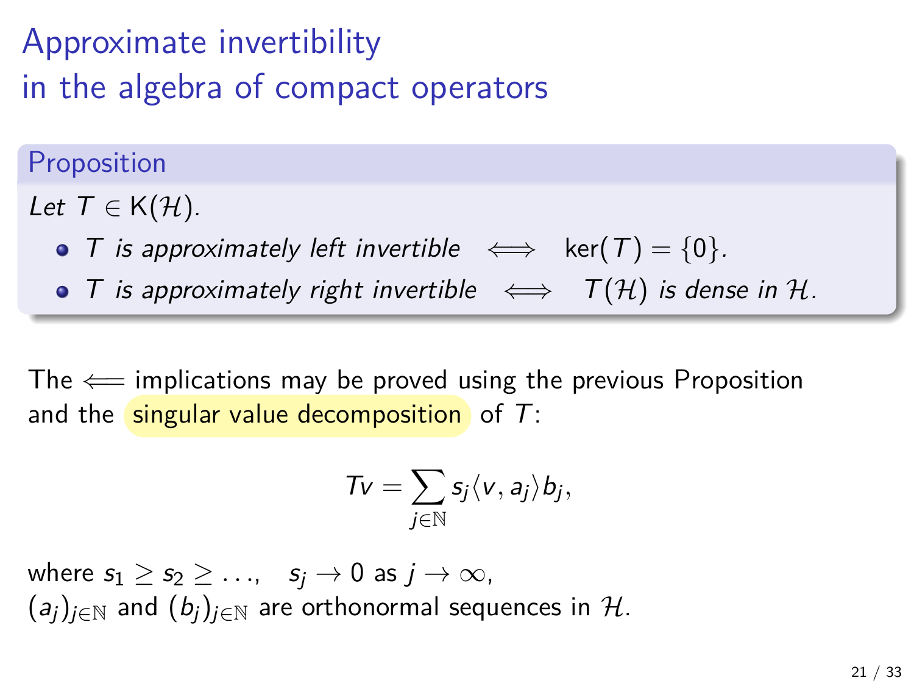# Approximate invertibility in the algebra of compact operators

**Proposition**

*Let $T \in \mathsf{K}(\mathcal{H})$.*

- *$T$ is approximately left invertible $\iff$ $\ker(T) = \{0\}$.*
- *$T$ is approximately right invertible $\iff$ $T(\mathcal{H})$ is dense in $\mathcal{H}$.*

The $\Longleftarrow$ implications may be proved using the previous Proposition and the singular value decomposition of $T$:

$$Tv = \sum_{j \in \mathbb{N}} s_j \langle v, a_j \rangle b_j,$$

where $s_1 \geq s_2 \geq \ldots, \quad s_j \to 0$ as $j \to \infty$,
$(a_j)_{j \in \mathbb{N}}$ and $(b_j)_{j \in \mathbb{N}}$ are orthonormal sequences in $\mathcal{H}$.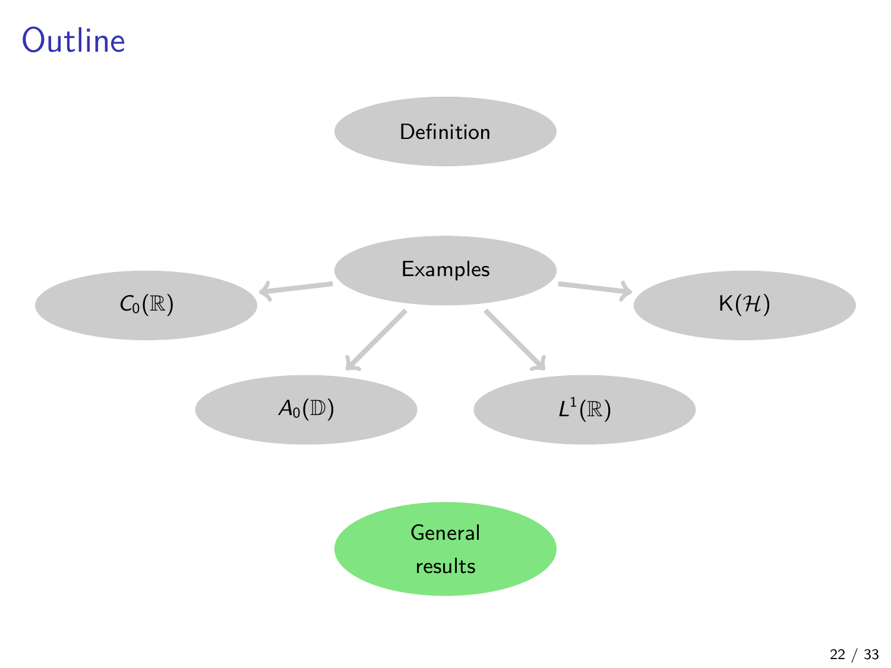# Outline

Definition

Examples

$C_0(\mathbb{R})$

$\mathsf{K}(\mathcal{H})$

$A_0(\mathbb{D})$

$L^1(\mathbb{R})$

General results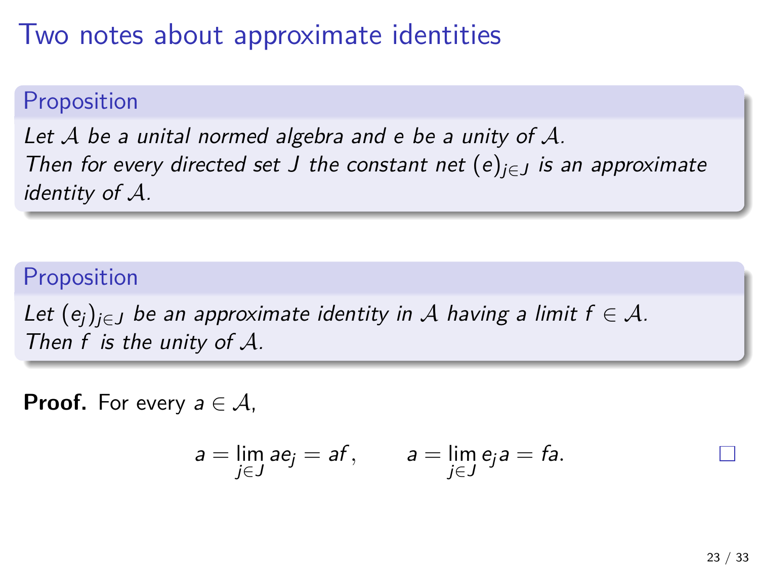# Two notes about approximate identities

**Proposition**

*Let $\mathcal{A}$ be a unital normed algebra and $e$ be a unity of $\mathcal{A}$. Then for every directed set $J$ the constant net $(e)_{j \in J}$ is an approximate identity of $\mathcal{A}$.*

**Proposition**

*Let $(e_j)_{j \in J}$ be an approximate identity in $\mathcal{A}$ having a limit $f \in \mathcal{A}$. Then $f$ is the unity of $\mathcal{A}$.*

**Proof.** For every $a \in \mathcal{A}$,

$$a = \lim_{j \in J} a e_j = af, \qquad a = \lim_{j \in J} e_j a = fa.$$

□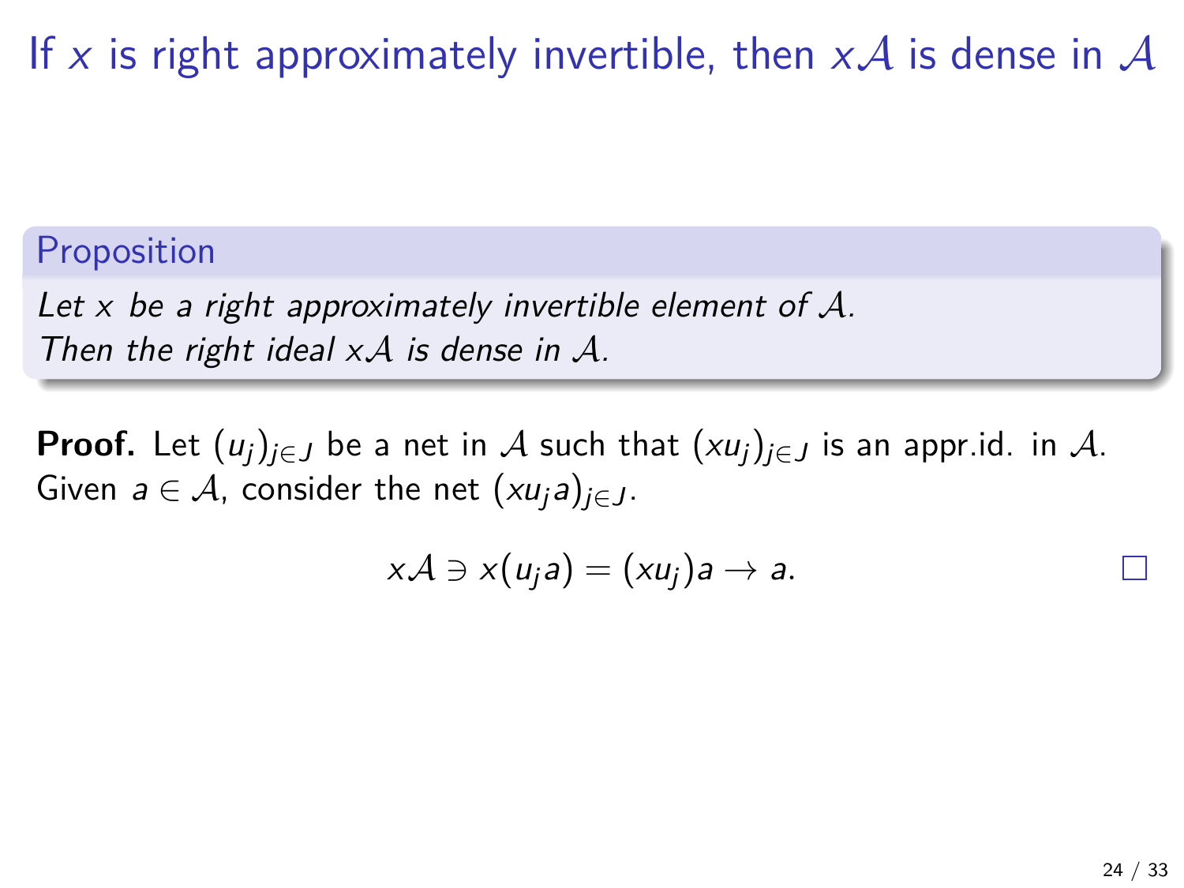# If $x$ is right approximately invertible, then $x\mathcal{A}$ is dense in $\mathcal{A}$

**Proposition**

*Let $x$ be a right approximately invertible element of $\mathcal{A}$. Then the right ideal $x\mathcal{A}$ is dense in $\mathcal{A}$.*

**Proof.** Let $(u_j)_{j \in J}$ be a net in $\mathcal{A}$ such that $(xu_j)_{j \in J}$ is an appr.id. in $\mathcal{A}$. Given $a \in \mathcal{A}$, consider the net $(xu_j a)_{j \in J}$.

$$x\mathcal{A} \ni x(u_j a) = (xu_j)a \to a.$$

□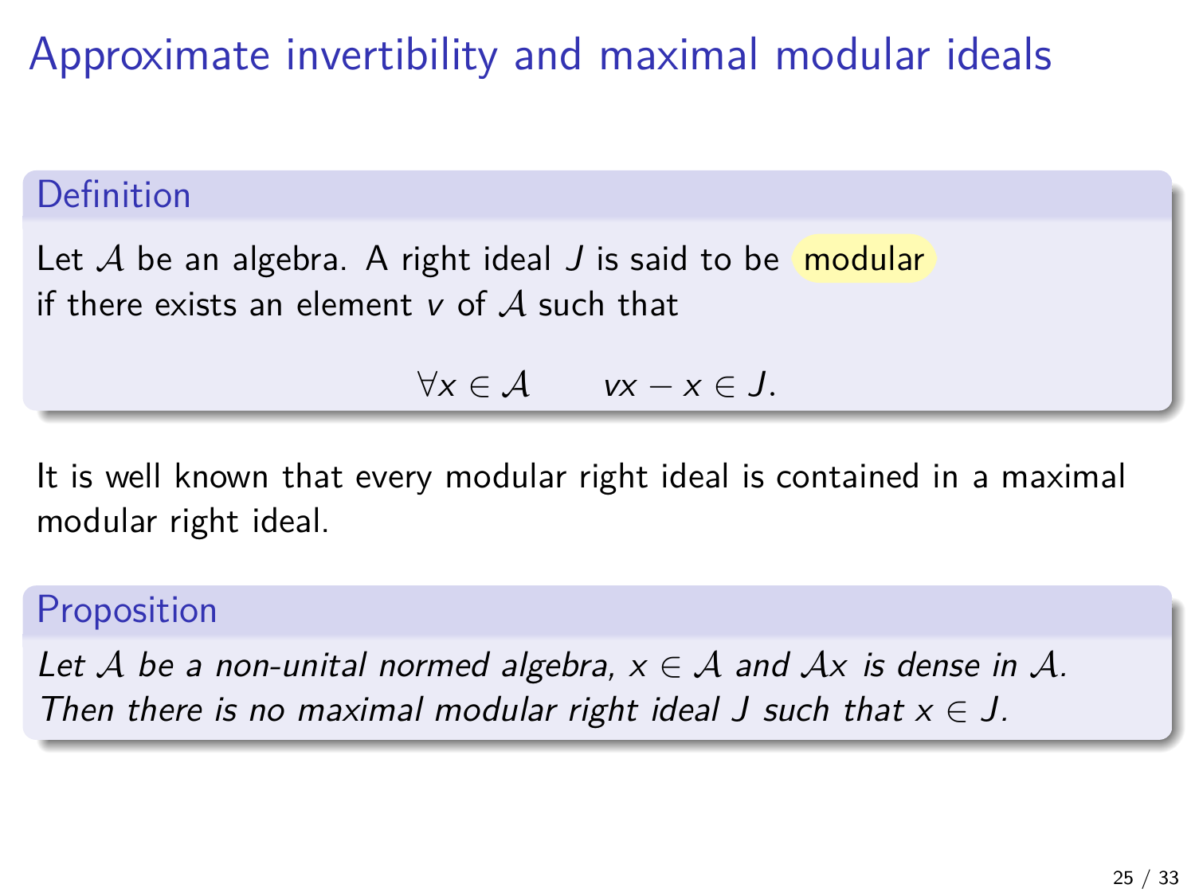# Approximate invertibility and maximal modular ideals

**Definition**

Let $\mathcal{A}$ be an algebra. A right ideal $J$ is said to be modular if there exists an element $v$ of $\mathcal{A}$ such that

$$\forall x \in \mathcal{A} \qquad vx - x \in J.$$

It is well known that every modular right ideal is contained in a maximal modular right ideal.

**Proposition**

*Let $\mathcal{A}$ be a non-unital normed algebra, $x \in \mathcal{A}$ and $\mathcal{A}x$ is dense in $\mathcal{A}$. Then there is no maximal modular right ideal $J$ such that $x \in J$.*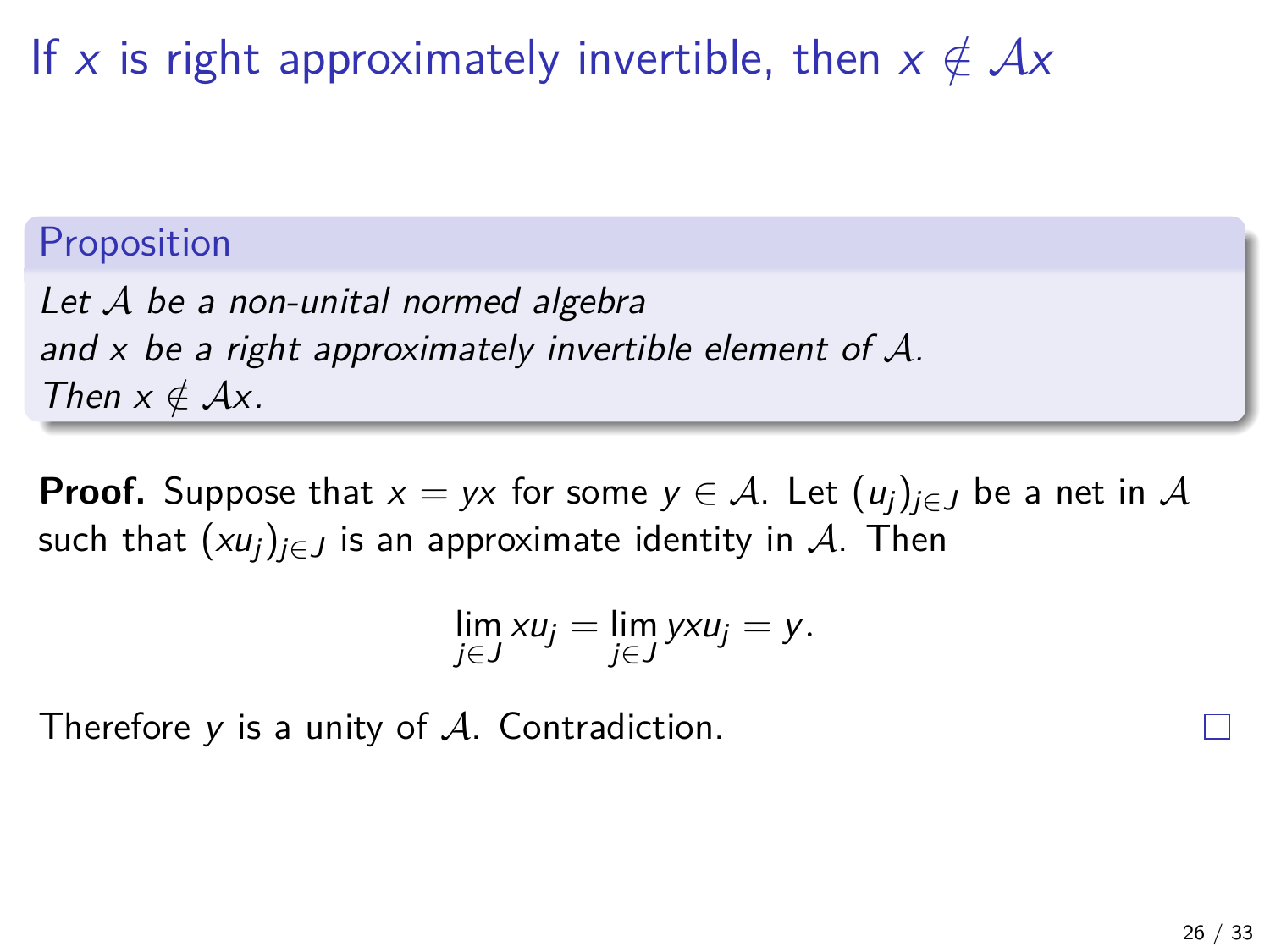# If $x$ is right approximately invertible, then $x \notin \mathcal{A}x$

**Proposition**

*Let $\mathcal{A}$ be a non-unital normed algebra and $x$ be a right approximately invertible element of $\mathcal{A}$. Then $x \notin \mathcal{A}x$.*

**Proof.** Suppose that $x = yx$ for some $y \in \mathcal{A}$. Let $(u_j)_{j \in J}$ be a net in $\mathcal{A}$ such that $(xu_j)_{j \in J}$ is an approximate identity in $\mathcal{A}$. Then

$$\lim_{j \in J} xu_j = \lim_{j \in J} yxu_j = y.$$

Therefore $y$ is a unity of $\mathcal{A}$. Contradiction. □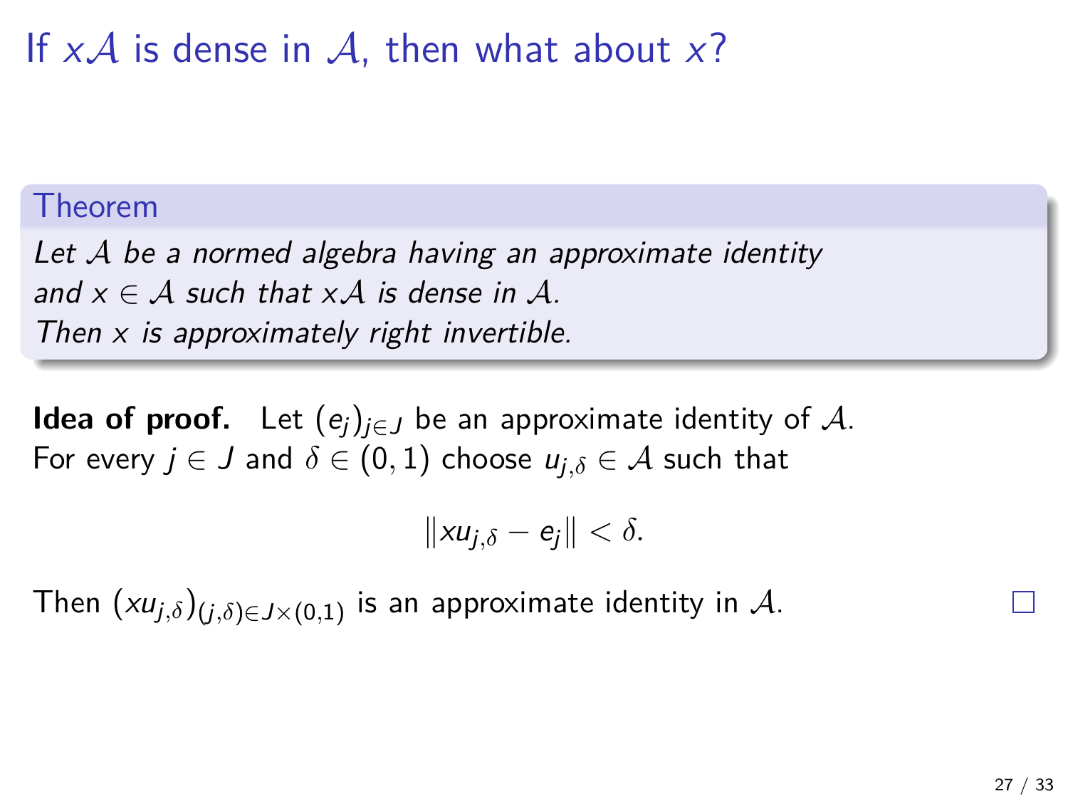# If $x\mathcal{A}$ is dense in $\mathcal{A}$, then what about $x$?

**Theorem**

*Let $\mathcal{A}$ be a normed algebra having an approximate identity and $x \in \mathcal{A}$ such that $x\mathcal{A}$ is dense in $\mathcal{A}$. Then $x$ is approximately right invertible.*

**Idea of proof.** Let $(e_j)_{j \in J}$ be an approximate identity of $\mathcal{A}$. For every $j \in J$ and $\delta \in (0, 1)$ choose $u_{j,\delta} \in \mathcal{A}$ such that

$$\|xu_{j,\delta} - e_j\| < \delta.$$

Then $(xu_{j,\delta})_{(j,\delta) \in J \times (0,1)}$ is an approximate identity in $\mathcal{A}$. □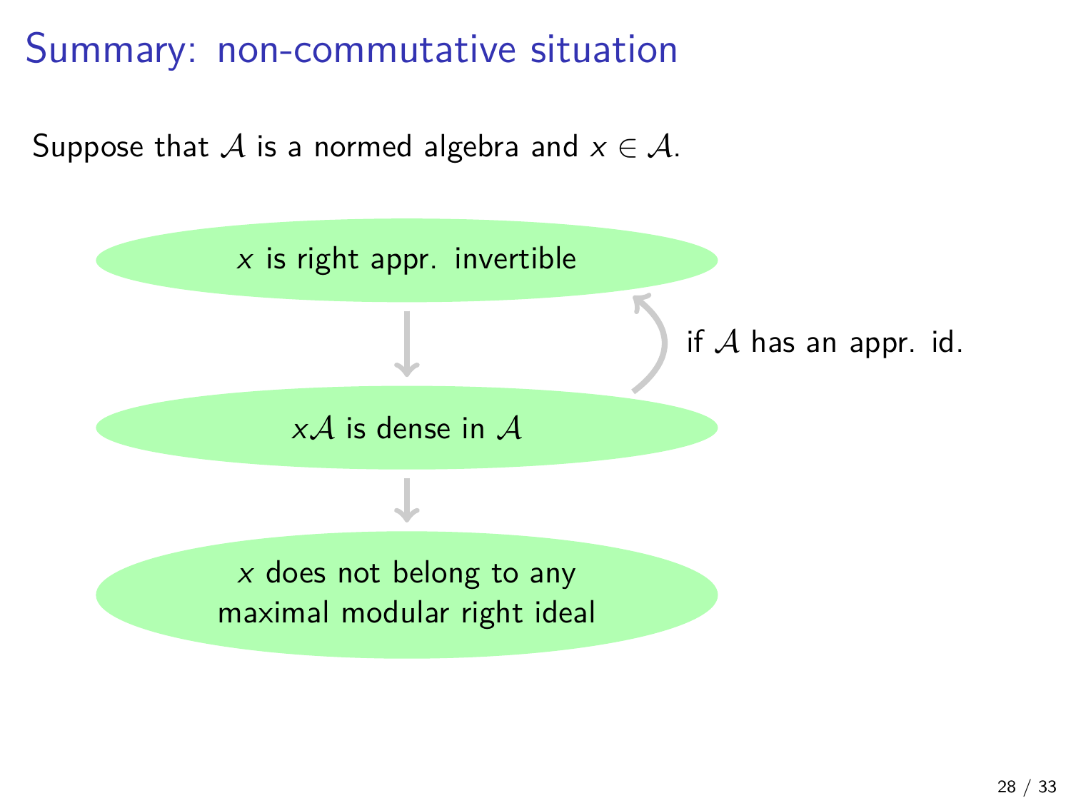# Summary: non-commutative situation

Suppose that $\mathcal{A}$ is a normed algebra and $x \in \mathcal{A}$.

$x$ is right appr. invertible

↓ (↑ if $\mathcal{A}$ has an appr. id.)

$x\mathcal{A}$ is dense in $\mathcal{A}$

↓

$x$ does not belong to any maximal modular right ideal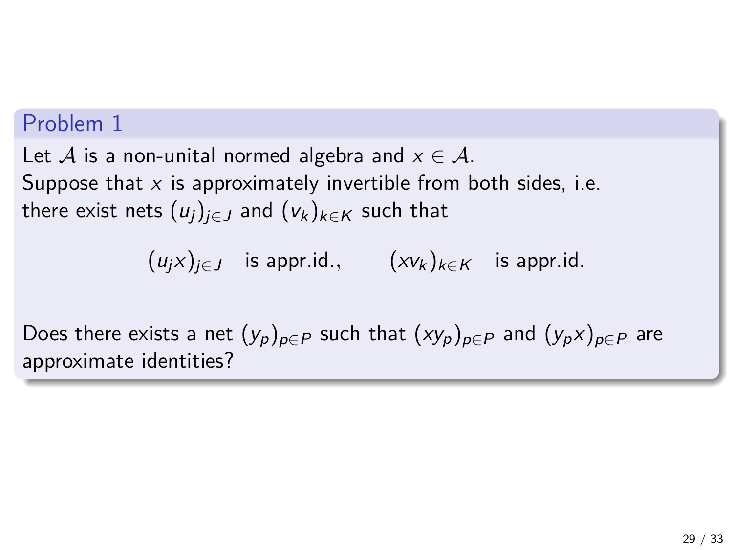## Problem 1

Let $\mathcal{A}$ is a non-unital normed algebra and $x \in \mathcal{A}$.
Suppose that $x$ is approximately invertible from both sides, i.e. there exist nets $(u_j)_{j \in J}$ and $(v_k)_{k \in K}$ such that

$$(u_j x)_{j \in J} \quad \text{is appr.id.,} \qquad (x v_k)_{k \in K} \quad \text{is appr.id.}$$

Does there exists a net $(y_p)_{p \in P}$ such that $(x y_p)_{p \in P}$ and $(y_p x)_{p \in P}$ are approximate identities?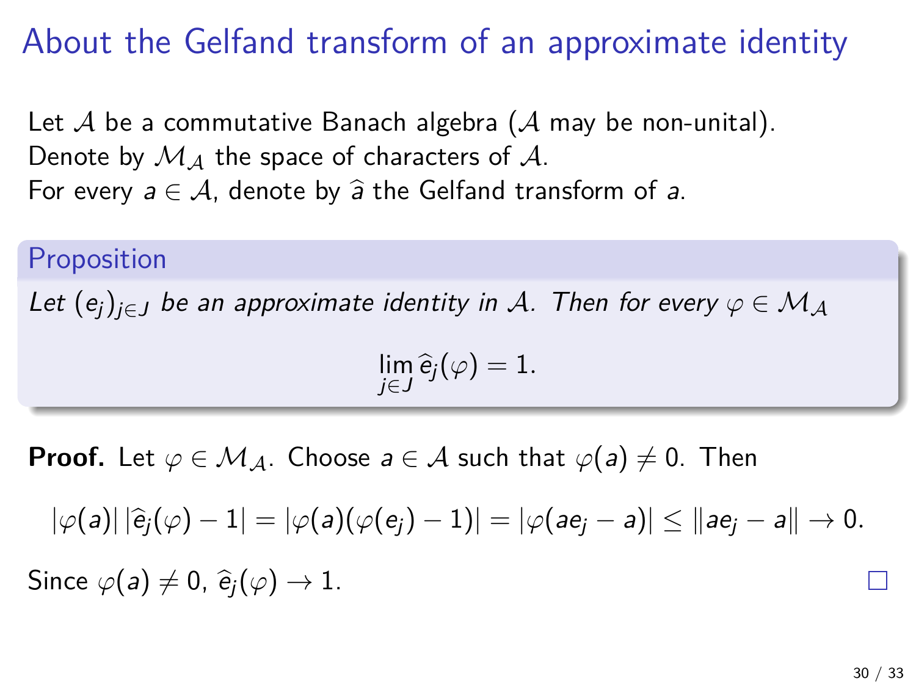# About the Gelfand transform of an approximate identity

Let $\mathcal{A}$ be a commutative Banach algebra ($\mathcal{A}$ may be non-unital).
Denote by $\mathcal{M}_{\mathcal{A}}$ the space of characters of $\mathcal{A}$.
For every $a \in \mathcal{A}$, denote by $\widehat{a}$ the Gelfand transform of $a$.

**Proposition**

*Let $(e_j)_{j\in J}$ be an approximate identity in $\mathcal{A}$. Then for every $\varphi \in \mathcal{M}_{\mathcal{A}}$*

$$\lim_{j\in J} \widehat{e}_j(\varphi) = 1.$$

**Proof.** Let $\varphi \in \mathcal{M}_{\mathcal{A}}$. Choose $a \in \mathcal{A}$ such that $\varphi(a) \neq 0$. Then

$$|\varphi(a)|\,|\widehat{e}_j(\varphi) - 1| = |\varphi(a)(\varphi(e_j) - 1)| = |\varphi(ae_j - a)| \leq \|ae_j - a\| \to 0.$$

Since $\varphi(a) \neq 0$, $\widehat{e}_j(\varphi) \to 1$. □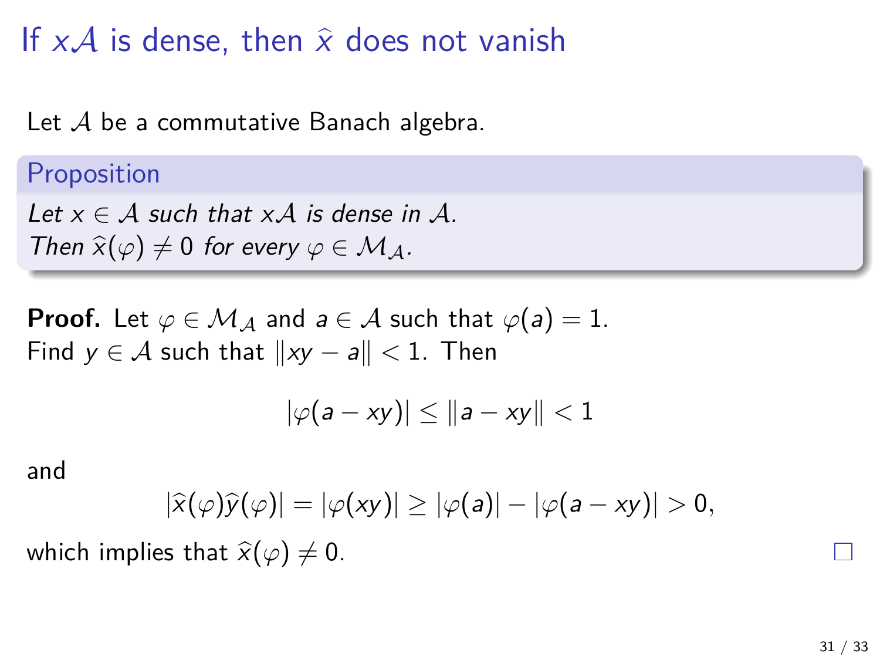# If $x\mathcal{A}$ is dense, then $\hat{x}$ does not vanish

Let $\mathcal{A}$ be a commutative Banach algebra.

**Proposition**

*Let $x \in \mathcal{A}$ such that $x\mathcal{A}$ is dense in $\mathcal{A}$.*
*Then $\widehat{x}(\varphi) \neq 0$ for every $\varphi \in \mathcal{M}_{\mathcal{A}}$.*

**Proof.** Let $\varphi \in \mathcal{M}_{\mathcal{A}}$ and $a \in \mathcal{A}$ such that $\varphi(a) = 1$.
Find $y \in \mathcal{A}$ such that $\|xy - a\| < 1$. Then

$$|\varphi(a - xy)| \leq \|a - xy\| < 1$$

and

$$|\widehat{x}(\varphi)\widehat{y}(\varphi)| = |\varphi(xy)| \geq |\varphi(a)| - |\varphi(a - xy)| > 0,$$

which implies that $\widehat{x}(\varphi) \neq 0$. □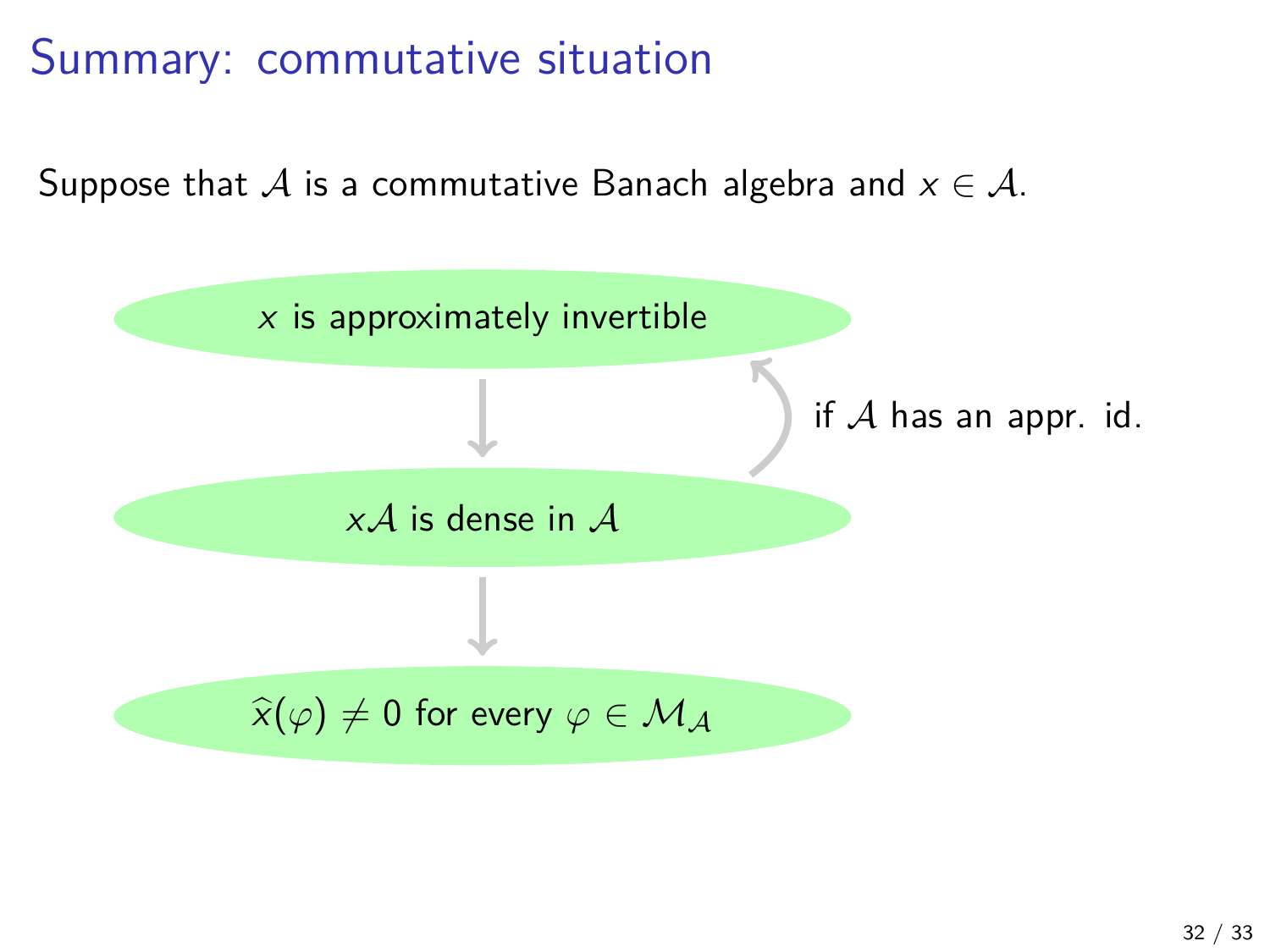# Summary: commutative situation

Suppose that $\mathcal{A}$ is a commutative Banach algebra and $x \in \mathcal{A}$.

$x$ is approximately invertible

↓ ↑ (if $\mathcal{A}$ has an appr. id.)

$x\mathcal{A}$ is dense in $\mathcal{A}$

↓

$\widehat{x}(\varphi) \neq 0$ for every $\varphi \in \mathcal{M}_{\mathcal{A}}$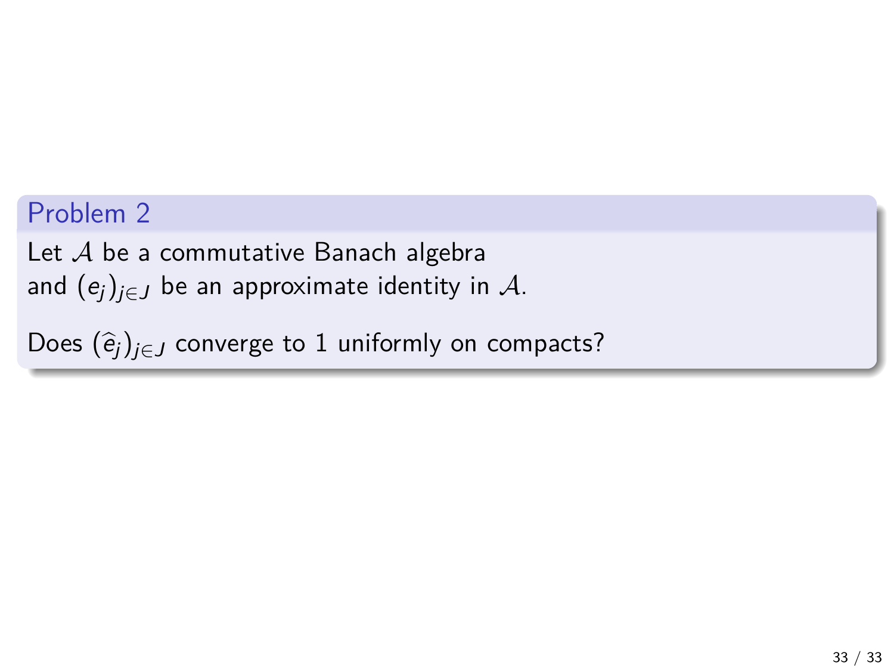### Problem 2

Let $\mathcal{A}$ be a commutative Banach algebra and $(e_j)_{j\in J}$ be an approximate identity in $\mathcal{A}$.

Does $(\widehat{e}_j)_{j\in J}$ converge to 1 uniformly on compacts?